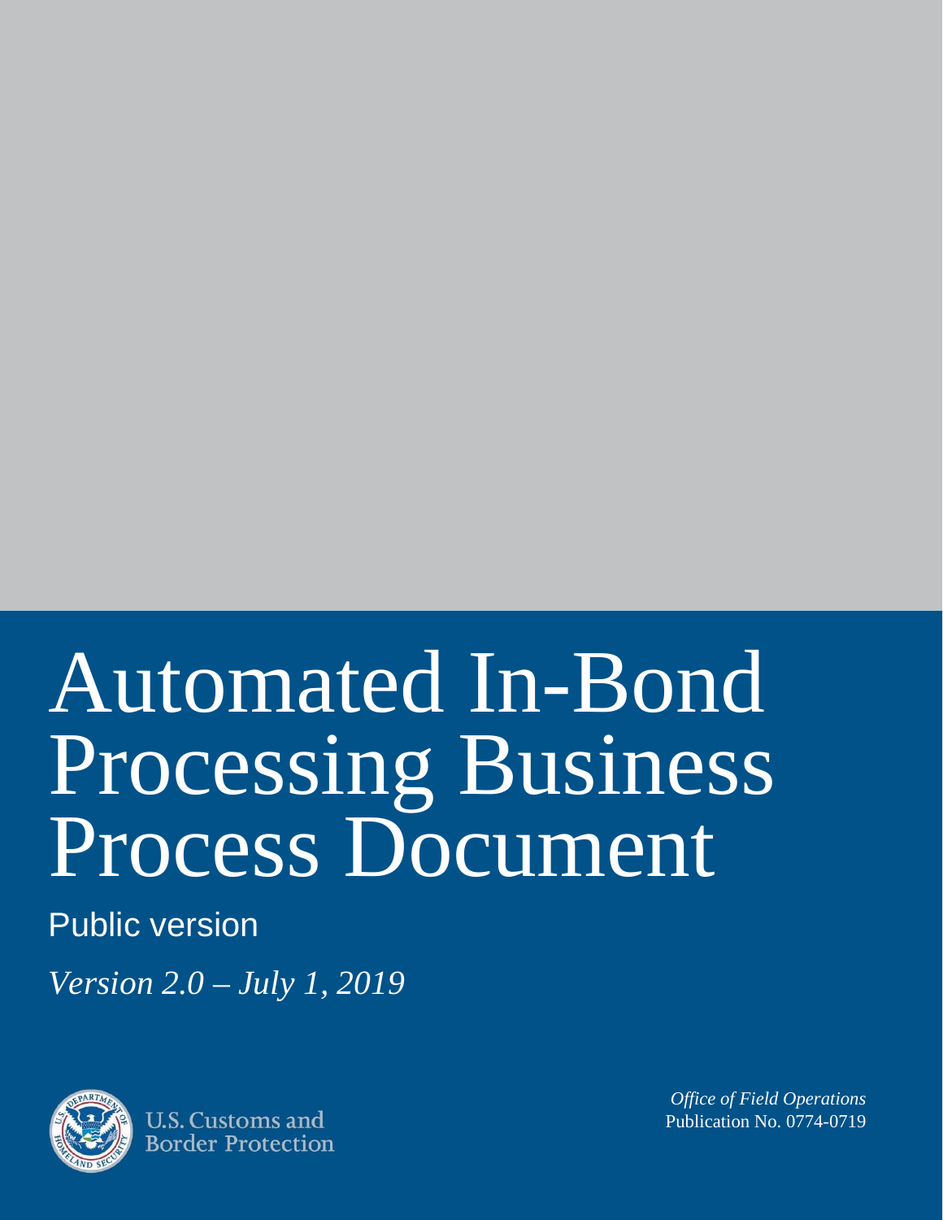# Automated In-Bond Processing Business Process Document

Public version

*Version 2.0 – July 1, 2019*

U.S. Customs and Border Protection

*Office of Field Operations*
Publication No. 0774-0719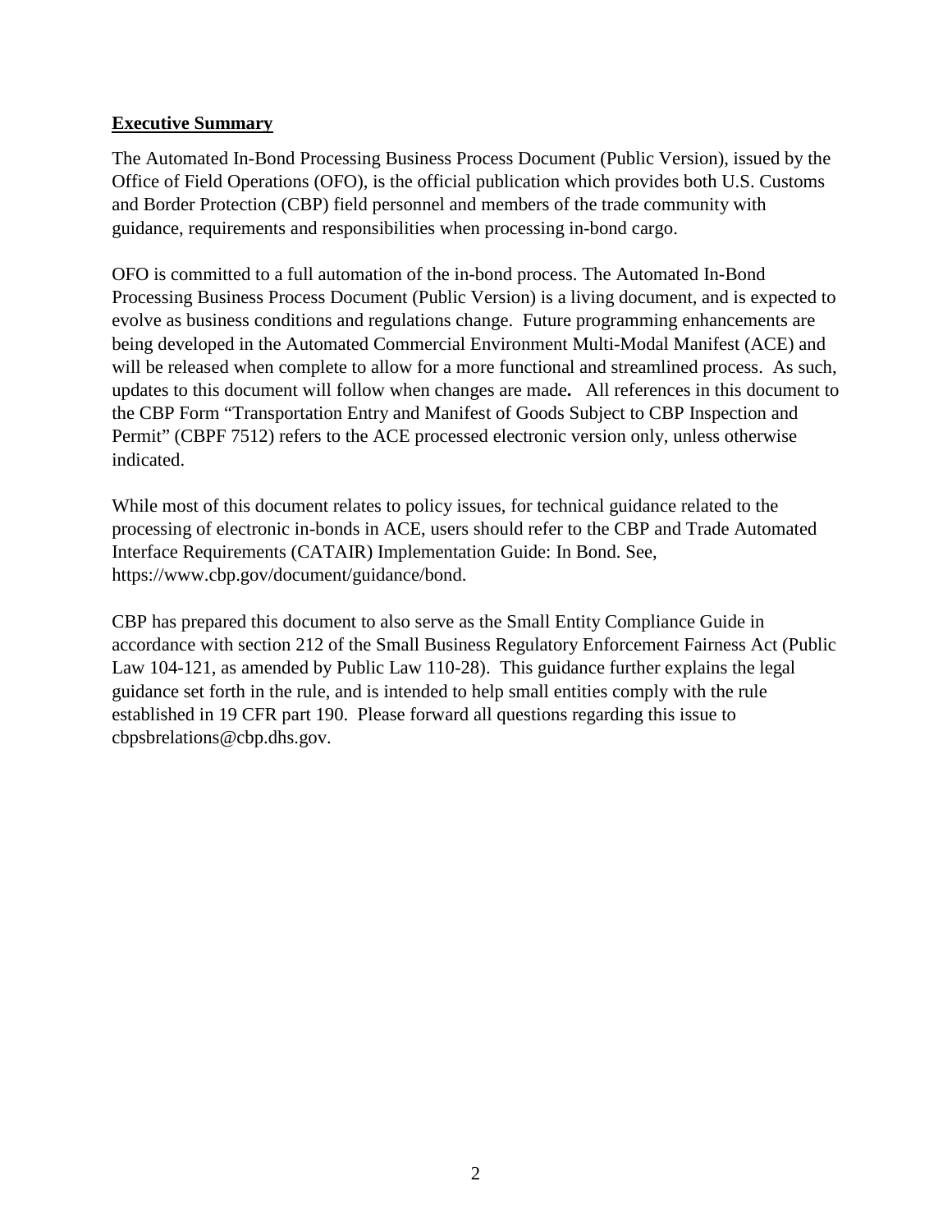## **Executive Summary**

The Automated In-Bond Processing Business Process Document (Public Version), issued by the Office of Field Operations (OFO), is the official publication which provides both U.S. Customs and Border Protection (CBP) field personnel and members of the trade community with guidance, requirements and responsibilities when processing in-bond cargo.

OFO is committed to a full automation of the in-bond process. The Automated In-Bond Processing Business Process Document (Public Version) is a living document, and is expected to evolve as business conditions and regulations change. Future programming enhancements are being developed in the Automated Commercial Environment Multi-Modal Manifest (ACE) and will be released when complete to allow for a more functional and streamlined process. As such, updates to this document will follow when changes are made**.** All references in this document to the CBP Form "Transportation Entry and Manifest of Goods Subject to CBP Inspection and Permit" (CBPF 7512) refers to the ACE processed electronic version only, unless otherwise indicated.

While most of this document relates to policy issues, for technical guidance related to the processing of electronic in-bonds in ACE, users should refer to the CBP and Trade Automated Interface Requirements (CATAIR) Implementation Guide: In Bond. See, https://www.cbp.gov/document/guidance/bond.

CBP has prepared this document to also serve as the Small Entity Compliance Guide in accordance with section 212 of the Small Business Regulatory Enforcement Fairness Act (Public Law 104-121, as amended by Public Law 110-28). This guidance further explains the legal guidance set forth in the rule, and is intended to help small entities comply with the rule established in 19 CFR part 190. Please forward all questions regarding this issue to cbpsbrelations@cbp.dhs.gov.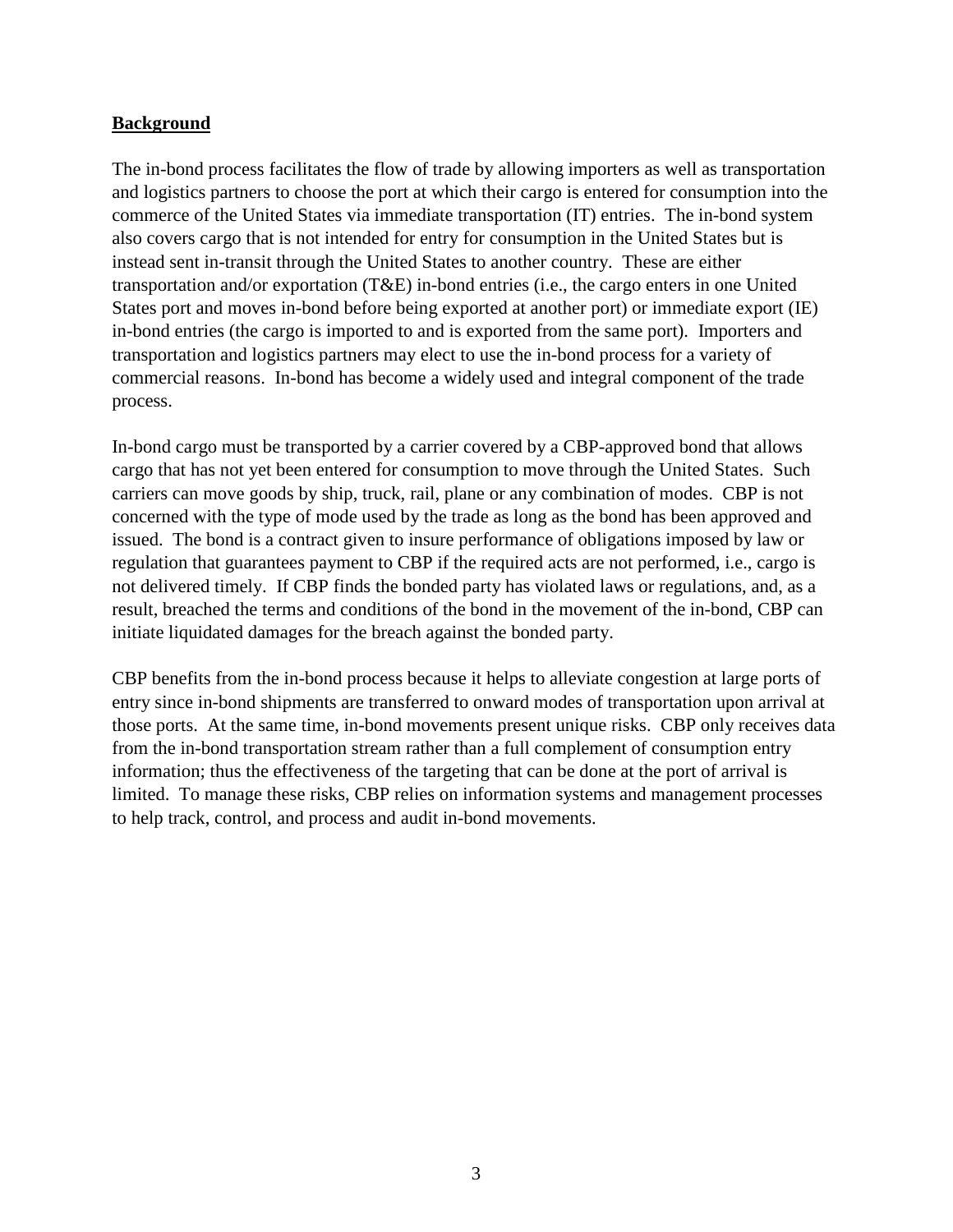## **Background**

The in-bond process facilitates the flow of trade by allowing importers as well as transportation and logistics partners to choose the port at which their cargo is entered for consumption into the commerce of the United States via immediate transportation (IT) entries. The in-bond system also covers cargo that is not intended for entry for consumption in the United States but is instead sent in-transit through the United States to another country. These are either transportation and/or exportation (T&E) in-bond entries (i.e., the cargo enters in one United States port and moves in-bond before being exported at another port) or immediate export (IE) in-bond entries (the cargo is imported to and is exported from the same port). Importers and transportation and logistics partners may elect to use the in-bond process for a variety of commercial reasons. In-bond has become a widely used and integral component of the trade process.

In-bond cargo must be transported by a carrier covered by a CBP-approved bond that allows cargo that has not yet been entered for consumption to move through the United States. Such carriers can move goods by ship, truck, rail, plane or any combination of modes. CBP is not concerned with the type of mode used by the trade as long as the bond has been approved and issued. The bond is a contract given to insure performance of obligations imposed by law or regulation that guarantees payment to CBP if the required acts are not performed, i.e., cargo is not delivered timely. If CBP finds the bonded party has violated laws or regulations, and, as a result, breached the terms and conditions of the bond in the movement of the in-bond, CBP can initiate liquidated damages for the breach against the bonded party.

CBP benefits from the in-bond process because it helps to alleviate congestion at large ports of entry since in-bond shipments are transferred to onward modes of transportation upon arrival at those ports. At the same time, in-bond movements present unique risks. CBP only receives data from the in-bond transportation stream rather than a full complement of consumption entry information; thus the effectiveness of the targeting that can be done at the port of arrival is limited. To manage these risks, CBP relies on information systems and management processes to help track, control, and process and audit in-bond movements.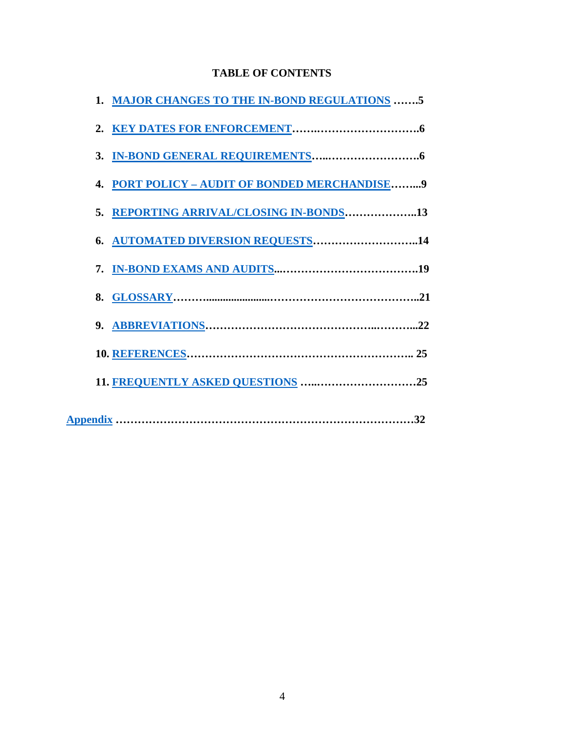## TABLE OF CONTENTS

1. **MAJOR CHANGES TO THE IN-BOND REGULATIONS …….5**
2. **KEY DATES FOR ENFORCEMENT…….……………………….6**
3. **IN-BOND GENERAL REQUIREMENTS…..…………………….6**
4. **PORT POLICY – AUDIT OF BONDED MERCHANDISE……...9**
5. **REPORTING ARRIVAL/CLOSING IN-BONDS………………..13**
6. **AUTOMATED DIVERSION REQUESTS………………………..14**
7. **IN-BOND EXAMS AND AUDITS...……………………………….19**
8. **GLOSSARY……….....................…………………………………..21**
9. **ABBREVIATIONS……………………………………...………...22**
10. **REFERENCES…………………………………………………….. 25**
11. **FREQUENTLY ASKED QUESTIONS …...………………………25**

**Appendix ………………………………………………………………………32**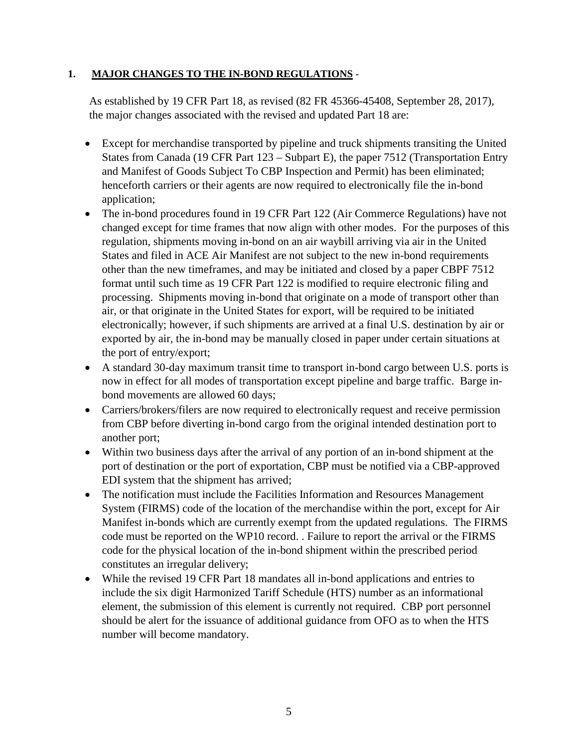## 1. MAJOR CHANGES TO THE IN-BOND REGULATIONS -

As established by 19 CFR Part 18, as revised (82 FR 45366-45408, September 28, 2017), the major changes associated with the revised and updated Part 18 are:

- Except for merchandise transported by pipeline and truck shipments transiting the United States from Canada (19 CFR Part 123 – Subpart E), the paper 7512 (Transportation Entry and Manifest of Goods Subject To CBP Inspection and Permit) has been eliminated; henceforth carriers or their agents are now required to electronically file the in-bond application;
- The in-bond procedures found in 19 CFR Part 122 (Air Commerce Regulations) have not changed except for time frames that now align with other modes. For the purposes of this regulation, shipments moving in-bond on an air waybill arriving via air in the United States and filed in ACE Air Manifest are not subject to the new in-bond requirements other than the new timeframes, and may be initiated and closed by a paper CBPF 7512 format until such time as 19 CFR Part 122 is modified to require electronic filing and processing. Shipments moving in-bond that originate on a mode of transport other than air, or that originate in the United States for export, will be required to be initiated electronically; however, if such shipments are arrived at a final U.S. destination by air or exported by air, the in-bond may be manually closed in paper under certain situations at the port of entry/export;
- A standard 30-day maximum transit time to transport in-bond cargo between U.S. ports is now in effect for all modes of transportation except pipeline and barge traffic. Barge in-bond movements are allowed 60 days;
- Carriers/brokers/filers are now required to electronically request and receive permission from CBP before diverting in-bond cargo from the original intended destination port to another port;
- Within two business days after the arrival of any portion of an in-bond shipment at the port of destination or the port of exportation, CBP must be notified via a CBP-approved EDI system that the shipment has arrived;
- The notification must include the Facilities Information and Resources Management System (FIRMS) code of the location of the merchandise within the port, except for Air Manifest in-bonds which are currently exempt from the updated regulations. The FIRMS code must be reported on the WP10 record. . Failure to report the arrival or the FIRMS code for the physical location of the in-bond shipment within the prescribed period constitutes an irregular delivery;
- While the revised 19 CFR Part 18 mandates all in-bond applications and entries to include the six digit Harmonized Tariff Schedule (HTS) number as an informational element, the submission of this element is currently not required. CBP port personnel should be alert for the issuance of additional guidance from OFO as to when the HTS number will become mandatory.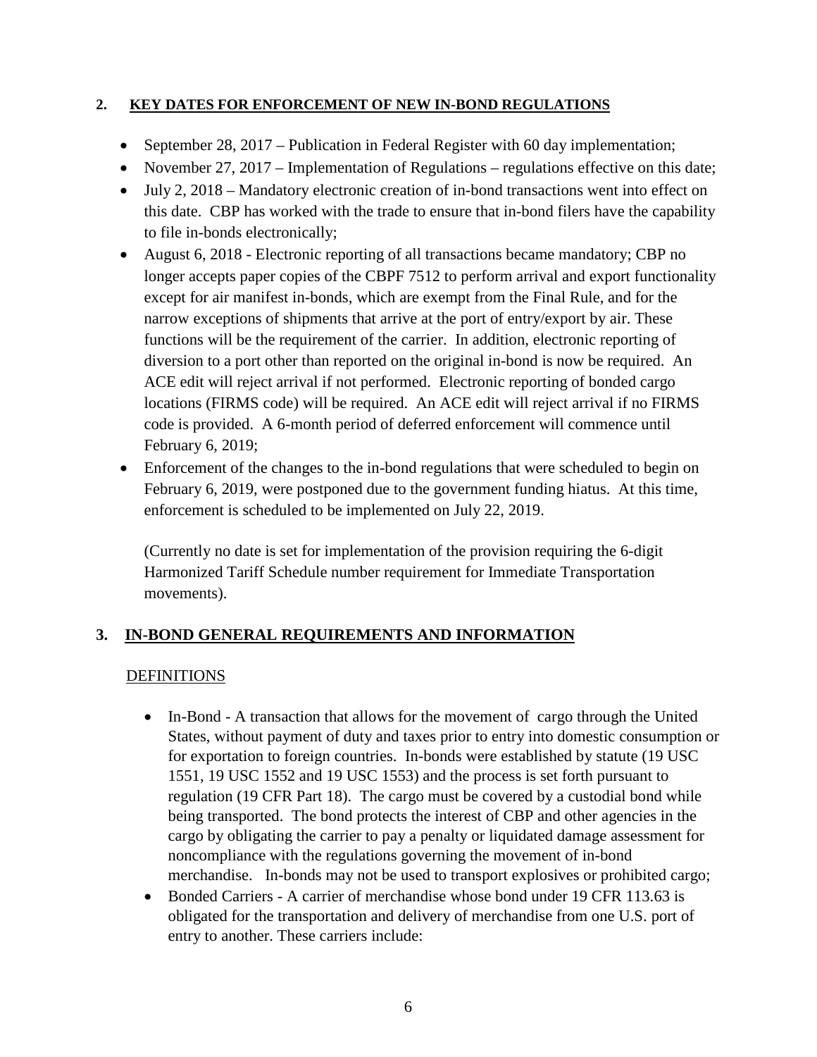## 2. KEY DATES FOR ENFORCEMENT OF NEW IN-BOND REGULATIONS

- September 28, 2017 – Publication in Federal Register with 60 day implementation;
- November 27, 2017 – Implementation of Regulations – regulations effective on this date;
- July 2, 2018 – Mandatory electronic creation of in-bond transactions went into effect on this date. CBP has worked with the trade to ensure that in-bond filers have the capability to file in-bonds electronically;
- August 6, 2018 - Electronic reporting of all transactions became mandatory; CBP no longer accepts paper copies of the CBPF 7512 to perform arrival and export functionality except for air manifest in-bonds, which are exempt from the Final Rule, and for the narrow exceptions of shipments that arrive at the port of entry/export by air. These functions will be the requirement of the carrier. In addition, electronic reporting of diversion to a port other than reported on the original in-bond is now be required. An ACE edit will reject arrival if not performed. Electronic reporting of bonded cargo locations (FIRMS code) will be required. An ACE edit will reject arrival if no FIRMS code is provided. A 6-month period of deferred enforcement will commence until February 6, 2019;
- Enforcement of the changes to the in-bond regulations that were scheduled to begin on February 6, 2019, were postponed due to the government funding hiatus. At this time, enforcement is scheduled to be implemented on July 22, 2019.

  (Currently no date is set for implementation of the provision requiring the 6-digit Harmonized Tariff Schedule number requirement for Immediate Transportation movements).

## 3. IN-BOND GENERAL REQUIREMENTS AND INFORMATION

DEFINITIONS

- In-Bond - A transaction that allows for the movement of cargo through the United States, without payment of duty and taxes prior to entry into domestic consumption or for exportation to foreign countries. In-bonds were established by statute (19 USC 1551, 19 USC 1552 and 19 USC 1553) and the process is set forth pursuant to regulation (19 CFR Part 18). The cargo must be covered by a custodial bond while being transported. The bond protects the interest of CBP and other agencies in the cargo by obligating the carrier to pay a penalty or liquidated damage assessment for noncompliance with the regulations governing the movement of in-bond merchandise. In-bonds may not be used to transport explosives or prohibited cargo;
- Bonded Carriers - A carrier of merchandise whose bond under 19 CFR 113.63 is obligated for the transportation and delivery of merchandise from one U.S. port of entry to another. These carriers include: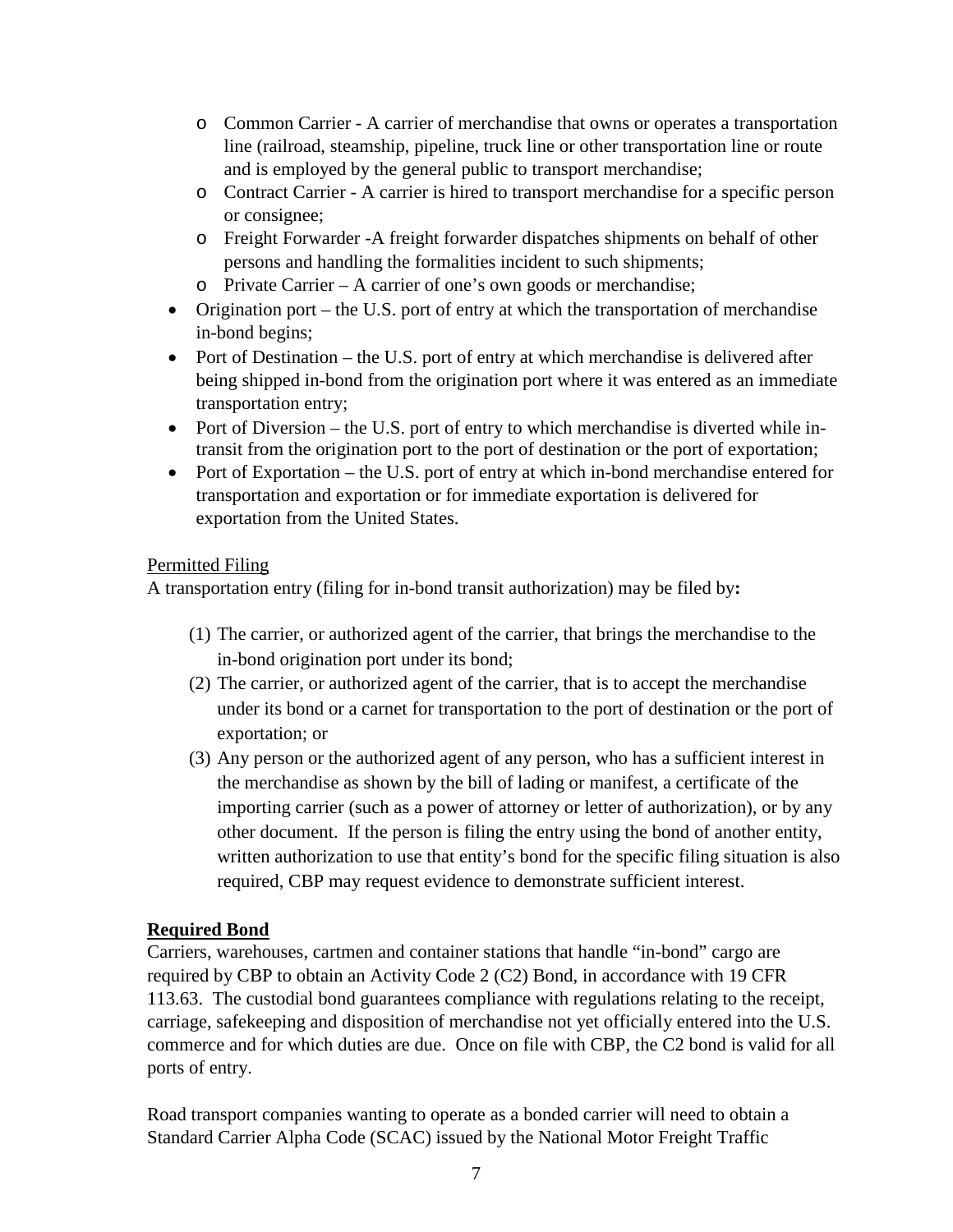- Common Carrier - A carrier of merchandise that owns or operates a transportation line (railroad, steamship, pipeline, truck line or other transportation line or route and is employed by the general public to transport merchandise;
  - Contract Carrier - A carrier is hired to transport merchandise for a specific person or consignee;
  - Freight Forwarder -A freight forwarder dispatches shipments on behalf of other persons and handling the formalities incident to such shipments;
  - Private Carrier – A carrier of one's own goods or merchandise;
- Origination port – the U.S. port of entry at which the transportation of merchandise in-bond begins;
- Port of Destination – the U.S. port of entry at which merchandise is delivered after being shipped in-bond from the origination port where it was entered as an immediate transportation entry;
- Port of Diversion – the U.S. port of entry to which merchandise is diverted while in-transit from the origination port to the port of destination or the port of exportation;
- Port of Exportation – the U.S. port of entry at which in-bond merchandise entered for transportation and exportation or for immediate exportation is delivered for exportation from the United States.

Permitted Filing

A transportation entry (filing for in-bond transit authorization) may be filed by**:**

(1) The carrier, or authorized agent of the carrier, that brings the merchandise to the in-bond origination port under its bond;
(2) The carrier, or authorized agent of the carrier, that is to accept the merchandise under its bond or a carnet for transportation to the port of destination or the port of exportation; or
(3) Any person or the authorized agent of any person, who has a sufficient interest in the merchandise as shown by the bill of lading or manifest, a certificate of the importing carrier (such as a power of attorney or letter of authorization), or by any other document. If the person is filing the entry using the bond of another entity, written authorization to use that entity's bond for the specific filing situation is also required, CBP may request evidence to demonstrate sufficient interest.

**Required Bond**

Carriers, warehouses, cartmen and container stations that handle "in-bond" cargo are required by CBP to obtain an Activity Code 2 (C2) Bond, in accordance with 19 CFR 113.63. The custodial bond guarantees compliance with regulations relating to the receipt, carriage, safekeeping and disposition of merchandise not yet officially entered into the U.S. commerce and for which duties are due. Once on file with CBP, the C2 bond is valid for all ports of entry.

Road transport companies wanting to operate as a bonded carrier will need to obtain a Standard Carrier Alpha Code (SCAC) issued by the National Motor Freight Traffic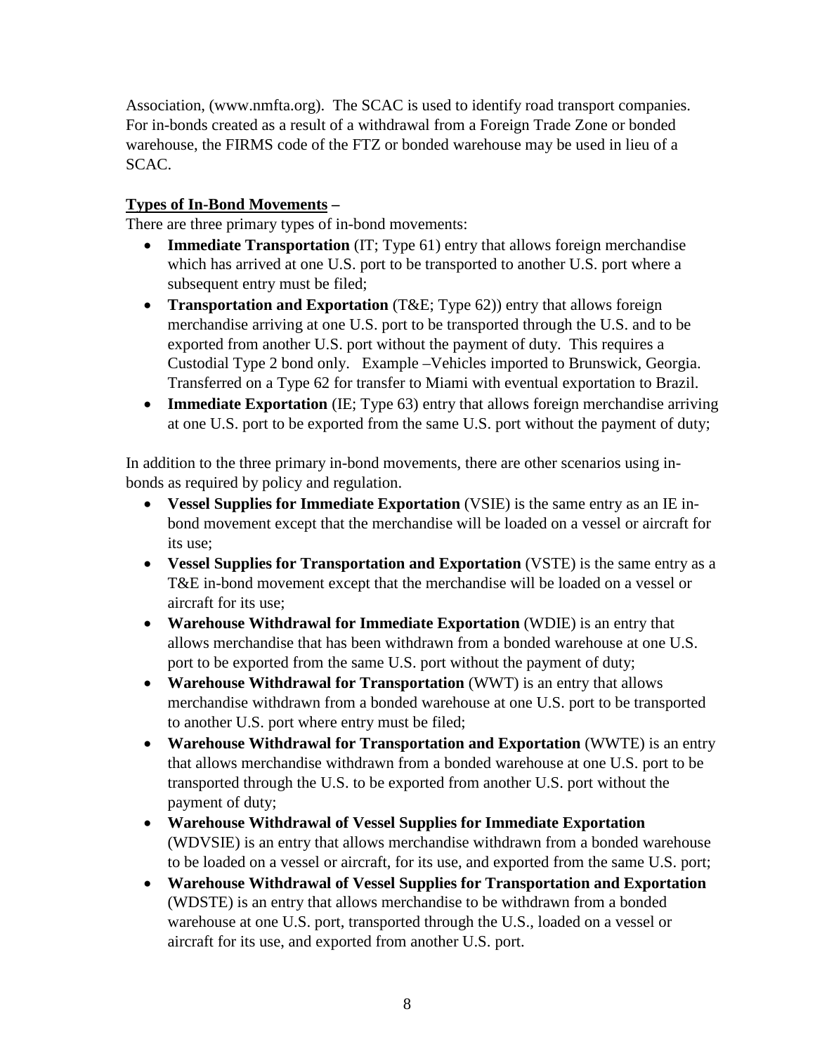Association, (www.nmfta.org). The SCAC is used to identify road transport companies. For in-bonds created as a result of a withdrawal from a Foreign Trade Zone or bonded warehouse, the FIRMS code of the FTZ or bonded warehouse may be used in lieu of a SCAC.

**Types of In-Bond Movements –**

There are three primary types of in-bond movements:

- **Immediate Transportation** (IT; Type 61) entry that allows foreign merchandise which has arrived at one U.S. port to be transported to another U.S. port where a subsequent entry must be filed;
- **Transportation and Exportation** (T&E; Type 62)) entry that allows foreign merchandise arriving at one U.S. port to be transported through the U.S. and to be exported from another U.S. port without the payment of duty. This requires a Custodial Type 2 bond only. Example –Vehicles imported to Brunswick, Georgia. Transferred on a Type 62 for transfer to Miami with eventual exportation to Brazil.
- **Immediate Exportation** (IE; Type 63) entry that allows foreign merchandise arriving at one U.S. port to be exported from the same U.S. port without the payment of duty;

In addition to the three primary in-bond movements, there are other scenarios using in-bonds as required by policy and regulation.

- **Vessel Supplies for Immediate Exportation** (VSIE) is the same entry as an IE in-bond movement except that the merchandise will be loaded on a vessel or aircraft for its use;
- **Vessel Supplies for Transportation and Exportation** (VSTE) is the same entry as a T&E in-bond movement except that the merchandise will be loaded on a vessel or aircraft for its use;
- **Warehouse Withdrawal for Immediate Exportation** (WDIE) is an entry that allows merchandise that has been withdrawn from a bonded warehouse at one U.S. port to be exported from the same U.S. port without the payment of duty;
- **Warehouse Withdrawal for Transportation** (WWT) is an entry that allows merchandise withdrawn from a bonded warehouse at one U.S. port to be transported to another U.S. port where entry must be filed;
- **Warehouse Withdrawal for Transportation and Exportation** (WWTE) is an entry that allows merchandise withdrawn from a bonded warehouse at one U.S. port to be transported through the U.S. to be exported from another U.S. port without the payment of duty;
- **Warehouse Withdrawal of Vessel Supplies for Immediate Exportation** (WDVSIE) is an entry that allows merchandise withdrawn from a bonded warehouse to be loaded on a vessel or aircraft, for its use, and exported from the same U.S. port;
- **Warehouse Withdrawal of Vessel Supplies for Transportation and Exportation** (WDSTE) is an entry that allows merchandise to be withdrawn from a bonded warehouse at one U.S. port, transported through the U.S., loaded on a vessel or aircraft for its use, and exported from another U.S. port.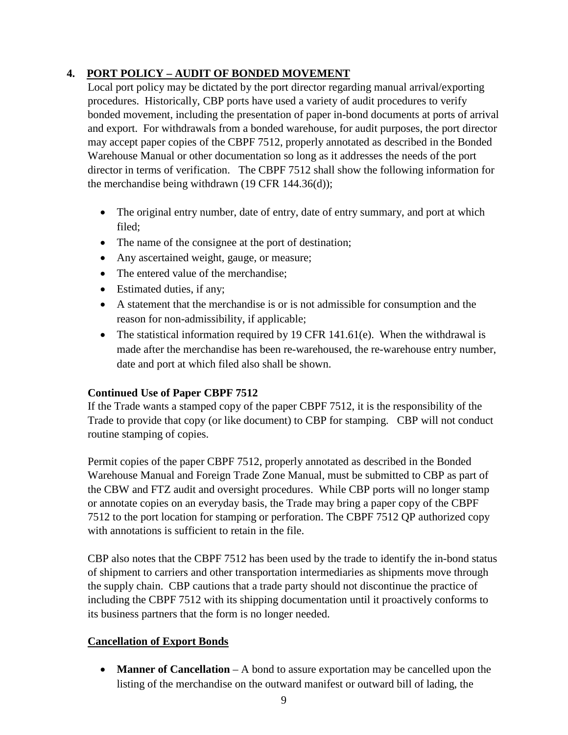## 4. PORT POLICY – AUDIT OF BONDED MOVEMENT

Local port policy may be dictated by the port director regarding manual arrival/exporting procedures. Historically, CBP ports have used a variety of audit procedures to verify bonded movement, including the presentation of paper in-bond documents at ports of arrival and export. For withdrawals from a bonded warehouse, for audit purposes, the port director may accept paper copies of the CBPF 7512, properly annotated as described in the Bonded Warehouse Manual or other documentation so long as it addresses the needs of the port director in terms of verification. The CBPF 7512 shall show the following information for the merchandise being withdrawn (19 CFR 144.36(d));

- The original entry number, date of entry, date of entry summary, and port at which filed;
- The name of the consignee at the port of destination;
- Any ascertained weight, gauge, or measure;
- The entered value of the merchandise;
- Estimated duties, if any;
- A statement that the merchandise is or is not admissible for consumption and the reason for non-admissibility, if applicable;
- The statistical information required by 19 CFR 141.61(e). When the withdrawal is made after the merchandise has been re-warehoused, the re-warehouse entry number, date and port at which filed also shall be shown.

**Continued Use of Paper CBPF 7512**

If the Trade wants a stamped copy of the paper CBPF 7512, it is the responsibility of the Trade to provide that copy (or like document) to CBP for stamping. CBP will not conduct routine stamping of copies.

Permit copies of the paper CBPF 7512, properly annotated as described in the Bonded Warehouse Manual and Foreign Trade Zone Manual, must be submitted to CBP as part of the CBW and FTZ audit and oversight procedures. While CBP ports will no longer stamp or annotate copies on an everyday basis, the Trade may bring a paper copy of the CBPF 7512 to the port location for stamping or perforation. The CBPF 7512 QP authorized copy with annotations is sufficient to retain in the file.

CBP also notes that the CBPF 7512 has been used by the trade to identify the in-bond status of shipment to carriers and other transportation intermediaries as shipments move through the supply chain. CBP cautions that a trade party should not discontinue the practice of including the CBPF 7512 with its shipping documentation until it proactively conforms to its business partners that the form is no longer needed.

**Cancellation of Export Bonds**

- **Manner of Cancellation** – A bond to assure exportation may be cancelled upon the listing of the merchandise on the outward manifest or outward bill of lading, the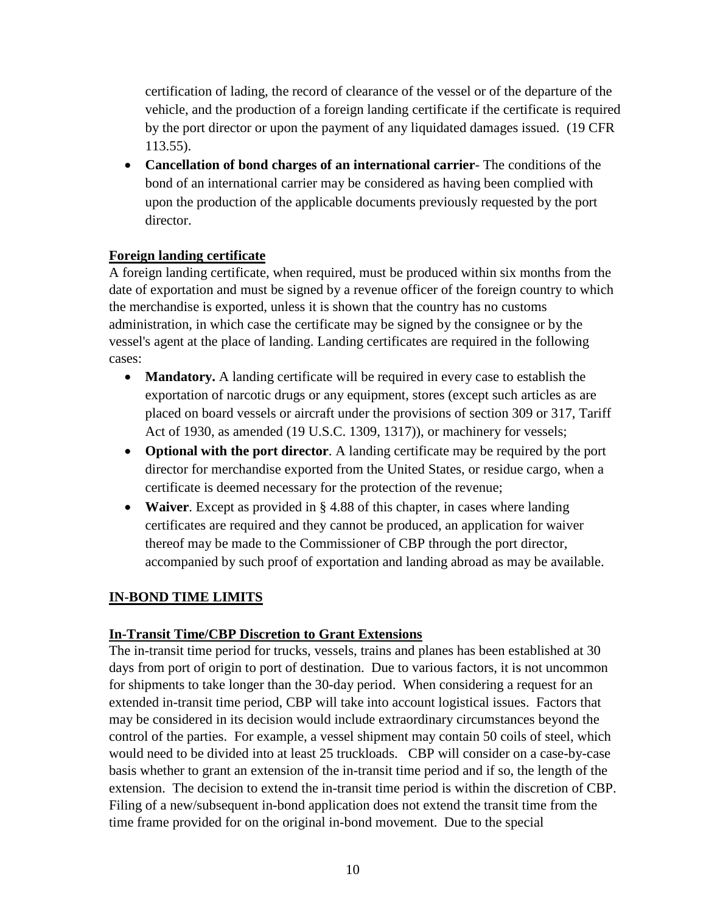certification of lading, the record of clearance of the vessel or of the departure of the vehicle, and the production of a foreign landing certificate if the certificate is required by the port director or upon the payment of any liquidated damages issued. (19 CFR 113.55).

- **Cancellation of bond charges of an international carrier**- The conditions of the bond of an international carrier may be considered as having been complied with upon the production of the applicable documents previously requested by the port director.

**Foreign landing certificate**

A foreign landing certificate, when required, must be produced within six months from the date of exportation and must be signed by a revenue officer of the foreign country to which the merchandise is exported, unless it is shown that the country has no customs administration, in which case the certificate may be signed by the consignee or by the vessel's agent at the place of landing. Landing certificates are required in the following cases:

- **Mandatory.** A landing certificate will be required in every case to establish the exportation of narcotic drugs or any equipment, stores (except such articles as are placed on board vessels or aircraft under the provisions of section 309 or 317, Tariff Act of 1930, as amended (19 U.S.C. 1309, 1317)), or machinery for vessels;
- **Optional with the port director**. A landing certificate may be required by the port director for merchandise exported from the United States, or residue cargo, when a certificate is deemed necessary for the protection of the revenue;
- **Waiver**. Except as provided in § 4.88 of this chapter, in cases where landing certificates are required and they cannot be produced, an application for waiver thereof may be made to the Commissioner of CBP through the port director, accompanied by such proof of exportation and landing abroad as may be available.

## IN-BOND TIME LIMITS

**In-Transit Time/CBP Discretion to Grant Extensions**

The in-transit time period for trucks, vessels, trains and planes has been established at 30 days from port of origin to port of destination. Due to various factors, it is not uncommon for shipments to take longer than the 30-day period. When considering a request for an extended in-transit time period, CBP will take into account logistical issues. Factors that may be considered in its decision would include extraordinary circumstances beyond the control of the parties. For example, a vessel shipment may contain 50 coils of steel, which would need to be divided into at least 25 truckloads. CBP will consider on a case-by-case basis whether to grant an extension of the in-transit time period and if so, the length of the extension. The decision to extend the in-transit time period is within the discretion of CBP. Filing of a new/subsequent in-bond application does not extend the transit time from the time frame provided for on the original in-bond movement. Due to the special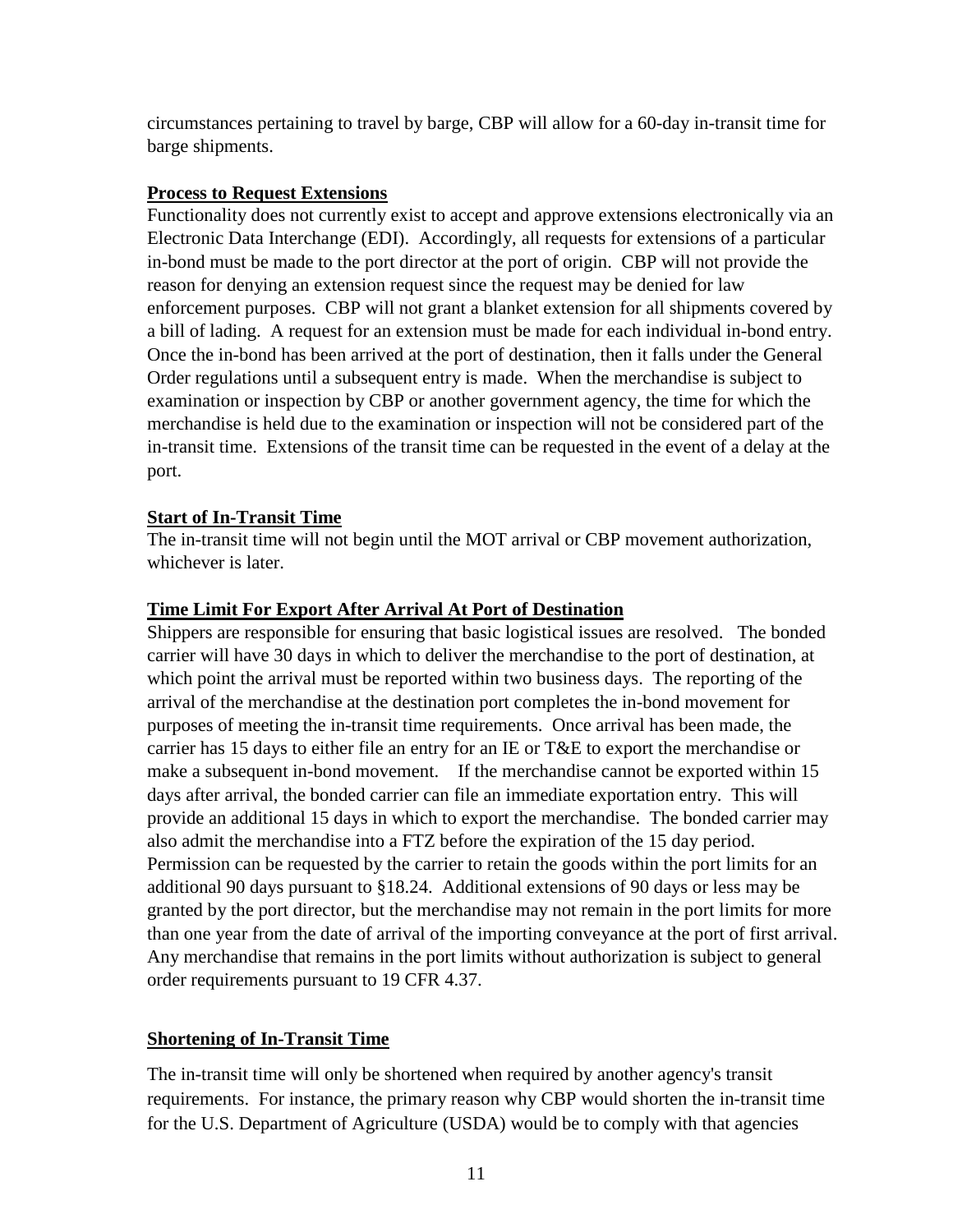circumstances pertaining to travel by barge, CBP will allow for a 60-day in-transit time for barge shipments.

**Process to Request Extensions**

Functionality does not currently exist to accept and approve extensions electronically via an Electronic Data Interchange (EDI). Accordingly, all requests for extensions of a particular in-bond must be made to the port director at the port of origin. CBP will not provide the reason for denying an extension request since the request may be denied for law enforcement purposes. CBP will not grant a blanket extension for all shipments covered by a bill of lading. A request for an extension must be made for each individual in-bond entry. Once the in-bond has been arrived at the port of destination, then it falls under the General Order regulations until a subsequent entry is made. When the merchandise is subject to examination or inspection by CBP or another government agency, the time for which the merchandise is held due to the examination or inspection will not be considered part of the in-transit time. Extensions of the transit time can be requested in the event of a delay at the port.

**Start of In-Transit Time**

The in-transit time will not begin until the MOT arrival or CBP movement authorization, whichever is later.

**Time Limit For Export After Arrival At Port of Destination**

Shippers are responsible for ensuring that basic logistical issues are resolved. The bonded carrier will have 30 days in which to deliver the merchandise to the port of destination, at which point the arrival must be reported within two business days. The reporting of the arrival of the merchandise at the destination port completes the in-bond movement for purposes of meeting the in-transit time requirements. Once arrival has been made, the carrier has 15 days to either file an entry for an IE or T&E to export the merchandise or make a subsequent in-bond movement. If the merchandise cannot be exported within 15 days after arrival, the bonded carrier can file an immediate exportation entry. This will provide an additional 15 days in which to export the merchandise. The bonded carrier may also admit the merchandise into a FTZ before the expiration of the 15 day period. Permission can be requested by the carrier to retain the goods within the port limits for an additional 90 days pursuant to §18.24. Additional extensions of 90 days or less may be granted by the port director, but the merchandise may not remain in the port limits for more than one year from the date of arrival of the importing conveyance at the port of first arrival. Any merchandise that remains in the port limits without authorization is subject to general order requirements pursuant to 19 CFR 4.37.

**Shortening of In-Transit Time**

The in-transit time will only be shortened when required by another agency's transit requirements. For instance, the primary reason why CBP would shorten the in-transit time for the U.S. Department of Agriculture (USDA) would be to comply with that agencies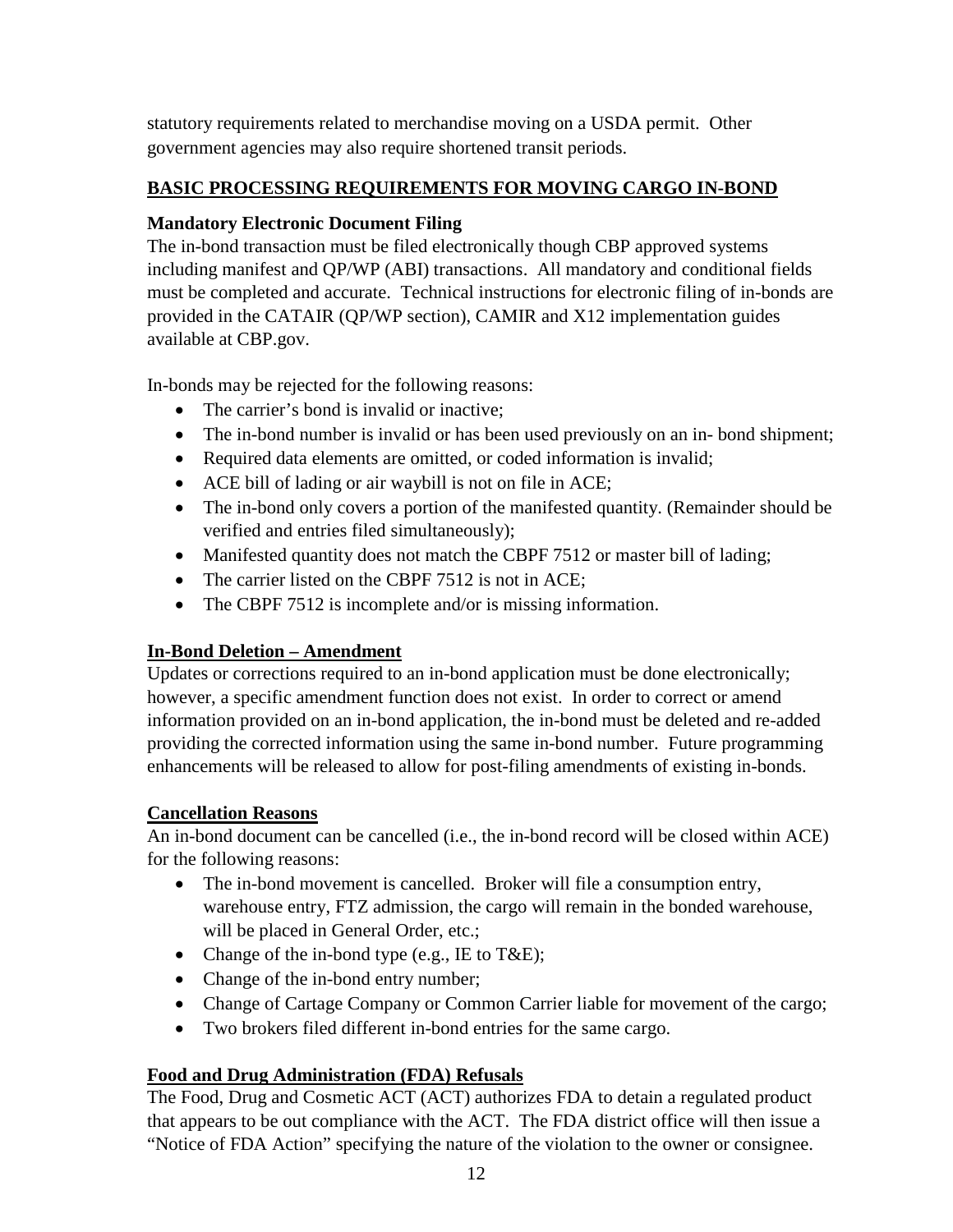statutory requirements related to merchandise moving on a USDA permit. Other government agencies may also require shortened transit periods.

## BASIC PROCESSING REQUIREMENTS FOR MOVING CARGO IN-BOND

### Mandatory Electronic Document Filing

The in-bond transaction must be filed electronically though CBP approved systems including manifest and QP/WP (ABI) transactions. All mandatory and conditional fields must be completed and accurate. Technical instructions for electronic filing of in-bonds are provided in the CATAIR (QP/WP section), CAMIR and X12 implementation guides available at CBP.gov.

In-bonds may be rejected for the following reasons:

- The carrier's bond is invalid or inactive;
- The in-bond number is invalid or has been used previously on an in- bond shipment;
- Required data elements are omitted, or coded information is invalid;
- ACE bill of lading or air waybill is not on file in ACE;
- The in-bond only covers a portion of the manifested quantity. (Remainder should be verified and entries filed simultaneously);
- Manifested quantity does not match the CBPF 7512 or master bill of lading;
- The carrier listed on the CBPF 7512 is not in ACE;
- The CBPF 7512 is incomplete and/or is missing information.

### In-Bond Deletion – Amendment

Updates or corrections required to an in-bond application must be done electronically; however, a specific amendment function does not exist. In order to correct or amend information provided on an in-bond application, the in-bond must be deleted and re-added providing the corrected information using the same in-bond number. Future programming enhancements will be released to allow for post-filing amendments of existing in-bonds.

### Cancellation Reasons

An in-bond document can be cancelled (i.e., the in-bond record will be closed within ACE) for the following reasons:

- The in-bond movement is cancelled. Broker will file a consumption entry, warehouse entry, FTZ admission, the cargo will remain in the bonded warehouse, will be placed in General Order, etc.;
- Change of the in-bond type (e.g., IE to T&E);
- Change of the in-bond entry number;
- Change of Cartage Company or Common Carrier liable for movement of the cargo;
- Two brokers filed different in-bond entries for the same cargo.

### Food and Drug Administration (FDA) Refusals

The Food, Drug and Cosmetic ACT (ACT) authorizes FDA to detain a regulated product that appears to be out compliance with the ACT. The FDA district office will then issue a "Notice of FDA Action" specifying the nature of the violation to the owner or consignee.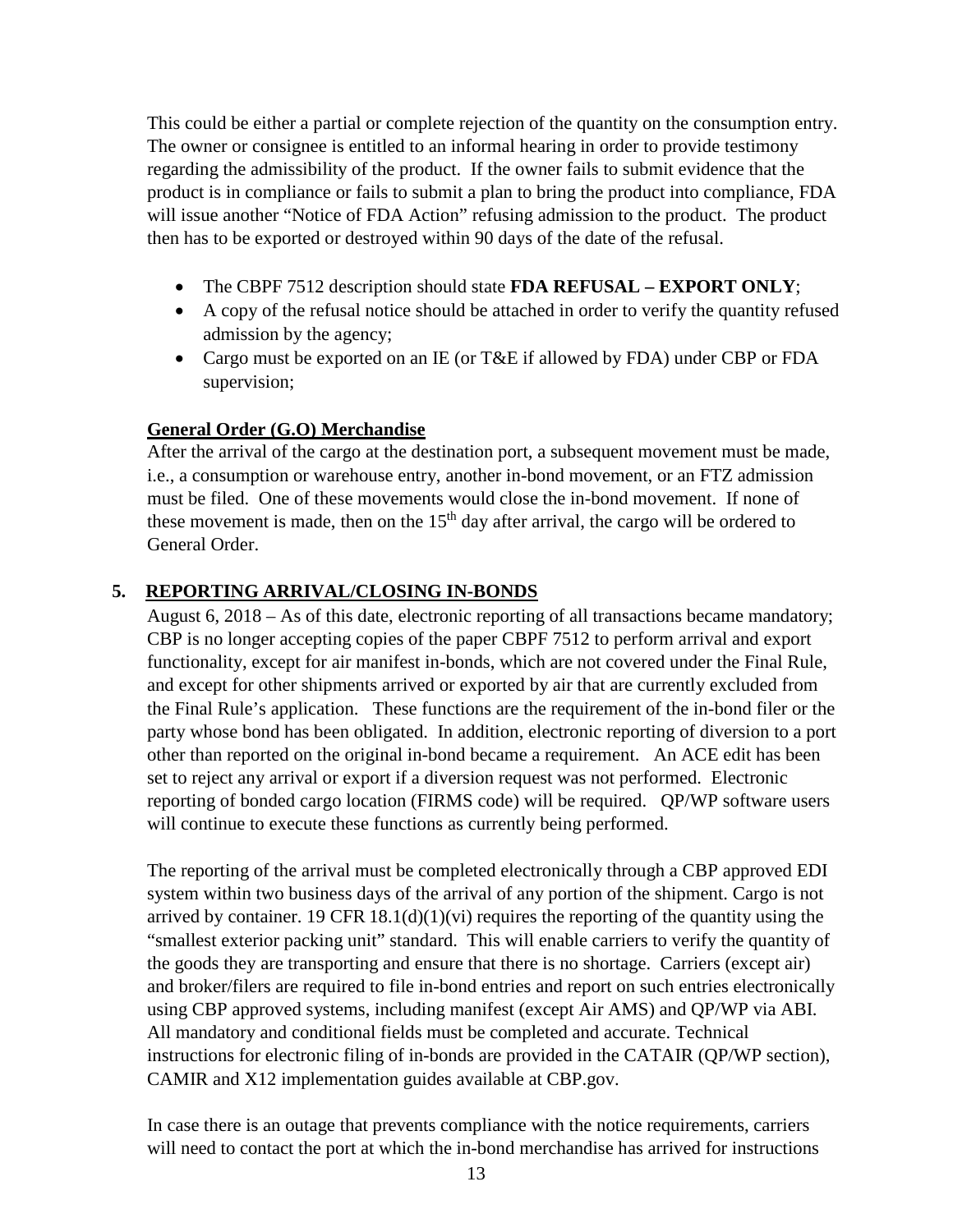This could be either a partial or complete rejection of the quantity on the consumption entry. The owner or consignee is entitled to an informal hearing in order to provide testimony regarding the admissibility of the product. If the owner fails to submit evidence that the product is in compliance or fails to submit a plan to bring the product into compliance, FDA will issue another "Notice of FDA Action" refusing admission to the product. The product then has to be exported or destroyed within 90 days of the date of the refusal.

- The CBPF 7512 description should state **FDA REFUSAL – EXPORT ONLY**;
- A copy of the refusal notice should be attached in order to verify the quantity refused admission by the agency;
- Cargo must be exported on an IE (or T&E if allowed by FDA) under CBP or FDA supervision;

**General Order (G.O) Merchandise**

After the arrival of the cargo at the destination port, a subsequent movement must be made, i.e., a consumption or warehouse entry, another in-bond movement, or an FTZ admission must be filed. One of these movements would close the in-bond movement. If none of these movement is made, then on the 15th day after arrival, the cargo will be ordered to General Order.

## 5. REPORTING ARRIVAL/CLOSING IN-BONDS

August 6, 2018 – As of this date, electronic reporting of all transactions became mandatory; CBP is no longer accepting copies of the paper CBPF 7512 to perform arrival and export functionality, except for air manifest in-bonds, which are not covered under the Final Rule, and except for other shipments arrived or exported by air that are currently excluded from the Final Rule's application. These functions are the requirement of the in-bond filer or the party whose bond has been obligated. In addition, electronic reporting of diversion to a port other than reported on the original in-bond became a requirement. An ACE edit has been set to reject any arrival or export if a diversion request was not performed. Electronic reporting of bonded cargo location (FIRMS code) will be required. QP/WP software users will continue to execute these functions as currently being performed.

The reporting of the arrival must be completed electronically through a CBP approved EDI system within two business days of the arrival of any portion of the shipment. Cargo is not arrived by container. 19 CFR 18.1(d)(1)(vi) requires the reporting of the quantity using the "smallest exterior packing unit" standard. This will enable carriers to verify the quantity of the goods they are transporting and ensure that there is no shortage. Carriers (except air) and broker/filers are required to file in-bond entries and report on such entries electronically using CBP approved systems, including manifest (except Air AMS) and QP/WP via ABI. All mandatory and conditional fields must be completed and accurate. Technical instructions for electronic filing of in-bonds are provided in the CATAIR (QP/WP section), CAMIR and X12 implementation guides available at CBP.gov.

In case there is an outage that prevents compliance with the notice requirements, carriers will need to contact the port at which the in-bond merchandise has arrived for instructions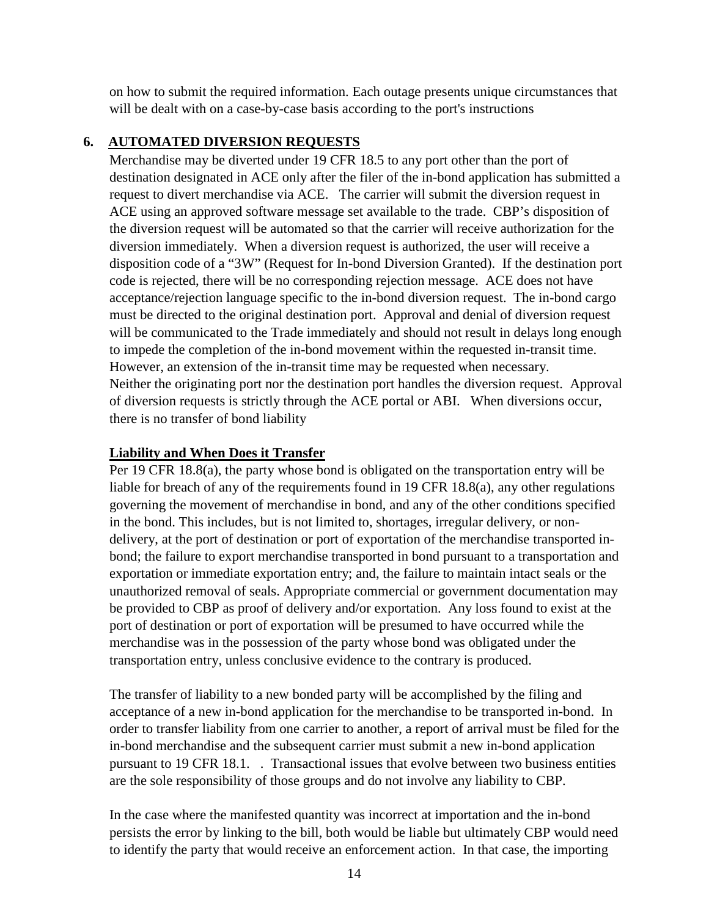on how to submit the required information. Each outage presents unique circumstances that will be dealt with on a case-by-case basis according to the port's instructions

## 6. AUTOMATED DIVERSION REQUESTS

Merchandise may be diverted under 19 CFR 18.5 to any port other than the port of destination designated in ACE only after the filer of the in-bond application has submitted a request to divert merchandise via ACE. The carrier will submit the diversion request in ACE using an approved software message set available to the trade. CBP's disposition of the diversion request will be automated so that the carrier will receive authorization for the diversion immediately. When a diversion request is authorized, the user will receive a disposition code of a "3W" (Request for In-bond Diversion Granted). If the destination port code is rejected, there will be no corresponding rejection message. ACE does not have acceptance/rejection language specific to the in-bond diversion request. The in-bond cargo must be directed to the original destination port. Approval and denial of diversion request will be communicated to the Trade immediately and should not result in delays long enough to impede the completion of the in-bond movement within the requested in-transit time. However, an extension of the in-transit time may be requested when necessary.
Neither the originating port nor the destination port handles the diversion request. Approval of diversion requests is strictly through the ACE portal or ABI. When diversions occur, there is no transfer of bond liability

### Liability and When Does it Transfer

Per 19 CFR 18.8(a), the party whose bond is obligated on the transportation entry will be liable for breach of any of the requirements found in 19 CFR 18.8(a), any other regulations governing the movement of merchandise in bond, and any of the other conditions specified in the bond. This includes, but is not limited to, shortages, irregular delivery, or non-delivery, at the port of destination or port of exportation of the merchandise transported in-bond; the failure to export merchandise transported in bond pursuant to a transportation and exportation or immediate exportation entry; and, the failure to maintain intact seals or the unauthorized removal of seals. Appropriate commercial or government documentation may be provided to CBP as proof of delivery and/or exportation. Any loss found to exist at the port of destination or port of exportation will be presumed to have occurred while the merchandise was in the possession of the party whose bond was obligated under the transportation entry, unless conclusive evidence to the contrary is produced.

The transfer of liability to a new bonded party will be accomplished by the filing and acceptance of a new in-bond application for the merchandise to be transported in-bond. In order to transfer liability from one carrier to another, a report of arrival must be filed for the in-bond merchandise and the subsequent carrier must submit a new in-bond application pursuant to 19 CFR 18.1. . Transactional issues that evolve between two business entities are the sole responsibility of those groups and do not involve any liability to CBP.

In the case where the manifested quantity was incorrect at importation and the in-bond persists the error by linking to the bill, both would be liable but ultimately CBP would need to identify the party that would receive an enforcement action. In that case, the importing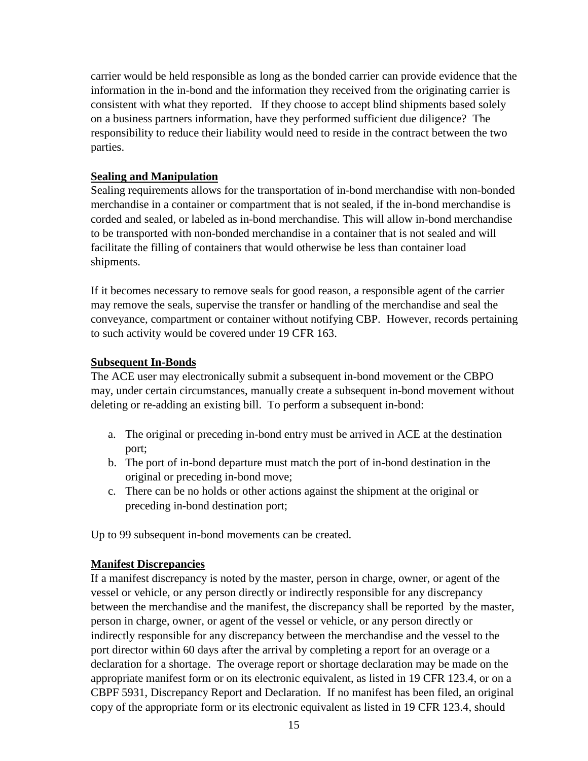carrier would be held responsible as long as the bonded carrier can provide evidence that the information in the in-bond and the information they received from the originating carrier is consistent with what they reported. If they choose to accept blind shipments based solely on a business partners information, have they performed sufficient due diligence? The responsibility to reduce their liability would need to reside in the contract between the two parties.

**Sealing and Manipulation**

Sealing requirements allows for the transportation of in-bond merchandise with non-bonded merchandise in a container or compartment that is not sealed, if the in-bond merchandise is corded and sealed, or labeled as in-bond merchandise. This will allow in-bond merchandise to be transported with non-bonded merchandise in a container that is not sealed and will facilitate the filling of containers that would otherwise be less than container load shipments.

If it becomes necessary to remove seals for good reason, a responsible agent of the carrier may remove the seals, supervise the transfer or handling of the merchandise and seal the conveyance, compartment or container without notifying CBP. However, records pertaining to such activity would be covered under 19 CFR 163.

**Subsequent In-Bonds**

The ACE user may electronically submit a subsequent in-bond movement or the CBPO may, under certain circumstances, manually create a subsequent in-bond movement without deleting or re-adding an existing bill. To perform a subsequent in-bond:

a. The original or preceding in-bond entry must be arrived in ACE at the destination port;
b. The port of in-bond departure must match the port of in-bond destination in the original or preceding in-bond move;
c. There can be no holds or other actions against the shipment at the original or preceding in-bond destination port;

Up to 99 subsequent in-bond movements can be created.

**Manifest Discrepancies**

If a manifest discrepancy is noted by the master, person in charge, owner, or agent of the vessel or vehicle, or any person directly or indirectly responsible for any discrepancy between the merchandise and the manifest, the discrepancy shall be reported by the master, person in charge, owner, or agent of the vessel or vehicle, or any person directly or indirectly responsible for any discrepancy between the merchandise and the vessel to the port director within 60 days after the arrival by completing a report for an overage or a declaration for a shortage. The overage report or shortage declaration may be made on the appropriate manifest form or on its electronic equivalent, as listed in 19 CFR 123.4, or on a CBPF 5931, Discrepancy Report and Declaration. If no manifest has been filed, an original copy of the appropriate form or its electronic equivalent as listed in 19 CFR 123.4, should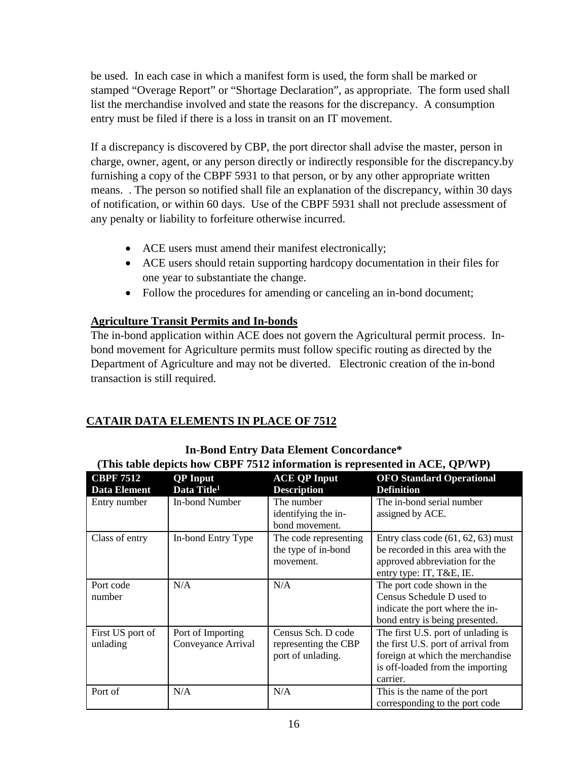be used. In each case in which a manifest form is used, the form shall be marked or stamped "Overage Report" or "Shortage Declaration", as appropriate. The form used shall list the merchandise involved and state the reasons for the discrepancy. A consumption entry must be filed if there is a loss in transit on an IT movement.

If a discrepancy is discovered by CBP, the port director shall advise the master, person in charge, owner, agent, or any person directly or indirectly responsible for the discrepancy.by furnishing a copy of the CBPF 5931 to that person, or by any other appropriate written means. . The person so notified shall file an explanation of the discrepancy, within 30 days of notification, or within 60 days. Use of the CBPF 5931 shall not preclude assessment of any penalty or liability to forfeiture otherwise incurred.

- ACE users must amend their manifest electronically;
- ACE users should retain supporting hardcopy documentation in their files for one year to substantiate the change.
- Follow the procedures for amending or canceling an in-bond document;

**Agriculture Transit Permits and In-bonds**

The in-bond application within ACE does not govern the Agricultural permit process. In-bond movement for Agriculture permits must follow specific routing as directed by the Department of Agriculture and may not be diverted. Electronic creation of the in-bond transaction is still required.

## CATAIR DATA ELEMENTS IN PLACE OF 7512

**In-Bond Entry Data Element Concordance\***

**(This table depicts how CBPF 7512 information is represented in ACE, QP/WP)**

| CBPF 7512 Data Element | QP Input Data Title[1] | ACE QP Input Description | OFO Standard Operational Definition |
|---|---|---|---|
| Entry number | In-bond Number | The number identifying the in-bond movement. | The in-bond serial number assigned by ACE. |
| Class of entry | In-bond Entry Type | The code representing the type of in-bond movement. | Entry class code (61, 62, 63) must be recorded in this area with the approved abbreviation for the entry type: IT, T&E, IE. |
| Port code number | N/A | N/A | The port code shown in the Census Schedule D used to indicate the port where the in-bond entry is being presented. |
| First US port of unlading | Port of Importing Conveyance Arrival | Census Sch. D code representing the CBP port of unlading. | The first U.S. port of unlading is the first U.S. port of arrival from foreign at which the merchandise is off-loaded from the importing carrier. |
| Port of | N/A | N/A | This is the name of the port corresponding to the port code |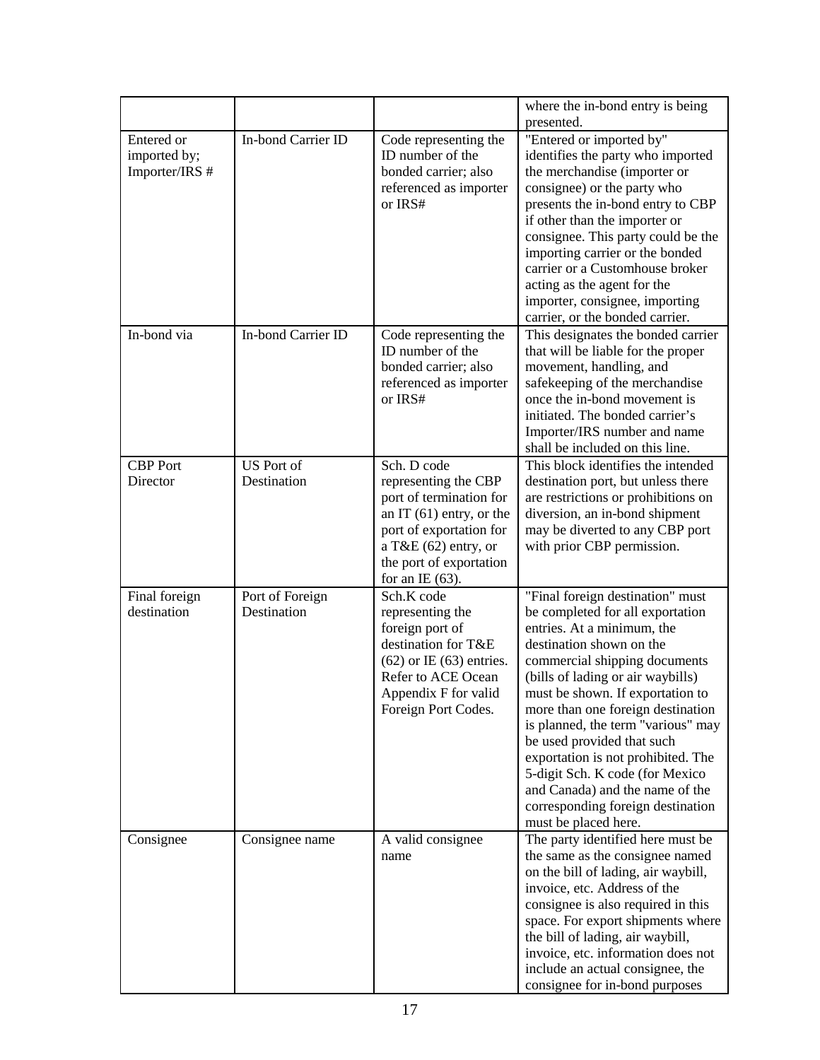| | | | |
|---|---|---|---|
| | | | where the in-bond entry is being presented. |
| Entered or imported by; Importer/IRS # | In-bond Carrier ID | Code representing the ID number of the bonded carrier; also referenced as importer or IRS# | "Entered or imported by" identifies the party who imported the merchandise (importer or consignee) or the party who presents the in-bond entry to CBP if other than the importer or consignee. This party could be the importing carrier or the bonded carrier or a Customhouse broker acting as the agent for the importer, consignee, importing carrier, or the bonded carrier. |
| In-bond via | In-bond Carrier ID | Code representing the ID number of the bonded carrier; also referenced as importer or IRS# | This designates the bonded carrier that will be liable for the proper movement, handling, and safekeeping of the merchandise once the in-bond movement is initiated. The bonded carrier's Importer/IRS number and name shall be included on this line. |
| CBP Port Director | US Port of Destination | Sch. D code representing the CBP port of termination for an IT (61) entry, or the port of exportation for a T&E (62) entry, or the port of exportation for an IE (63). | This block identifies the intended destination port, but unless there are restrictions or prohibitions on diversion, an in-bond shipment may be diverted to any CBP port with prior CBP permission. |
| Final foreign destination | Port of Foreign Destination | Sch.K code representing the foreign port of destination for T&E (62) or IE (63) entries. Refer to ACE Ocean Appendix F for valid Foreign Port Codes. | "Final foreign destination" must be completed for all exportation entries. At a minimum, the destination shown on the commercial shipping documents (bills of lading or air waybills) must be shown. If exportation to more than one foreign destination is planned, the term "various" may be used provided that such exportation is not prohibited. The 5-digit Sch. K code (for Mexico and Canada) and the name of the corresponding foreign destination must be placed here. |
| Consignee | Consignee name | A valid consignee name | The party identified here must be the same as the consignee named on the bill of lading, air waybill, invoice, etc. Address of the consignee is also required in this space. For export shipments where the bill of lading, air waybill, invoice, etc. information does not include an actual consignee, the consignee for in-bond purposes |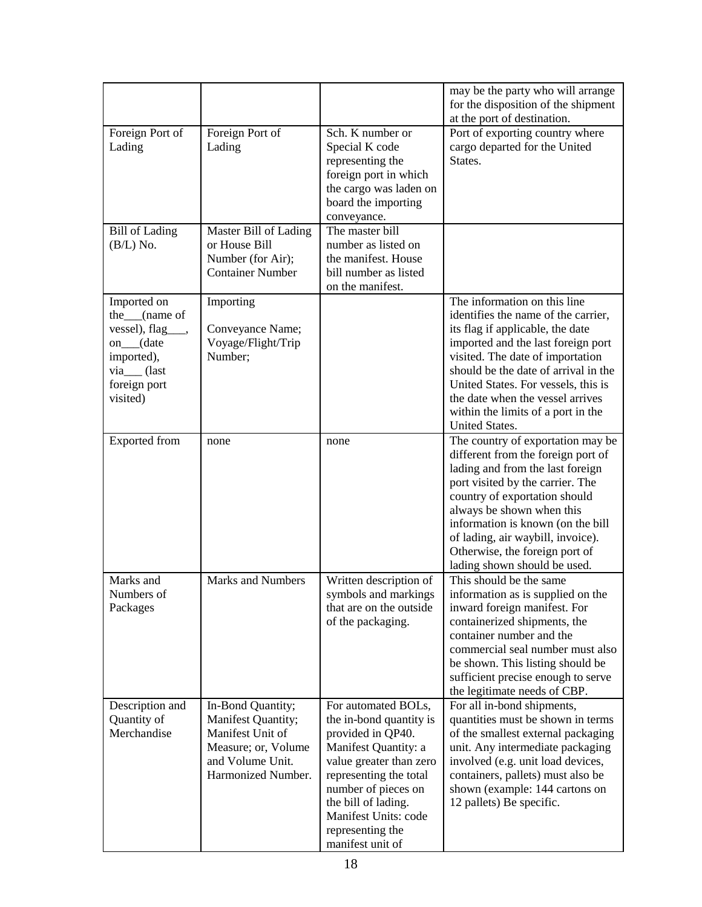| | | | may be the party who will arrange for the disposition of the shipment at the port of destination. |
|---|---|---|---|
| Foreign Port of Lading | Foreign Port of Lading | Sch. K number or Special K code representing the foreign port in which the cargo was laden on board the importing conveyance. | Port of exporting country where cargo departed for the United States. |
| Bill of Lading (B/L) No. | Master Bill of Lading or House Bill Number (for Air); Container Number | The master bill number as listed on the manifest. House bill number as listed on the manifest. | |
| Imported on the___(name of vessel), flag___, on___(date imported), via___ (last foreign port visited) | Importing Conveyance Name; Voyage/Flight/Trip Number; | | The information on this line identifies the name of the carrier, its flag if applicable, the date imported and the last foreign port visited. The date of importation should be the date of arrival in the United States. For vessels, this is the date when the vessel arrives within the limits of a port in the United States. |
| Exported from | none | none | The country of exportation may be different from the foreign port of lading and from the last foreign port visited by the carrier. The country of exportation should always be shown when this information is known (on the bill of lading, air waybill, invoice). Otherwise, the foreign port of lading shown should be used. |
| Marks and Numbers of Packages | Marks and Numbers | Written description of symbols and markings that are on the outside of the packaging. | This should be the same information as is supplied on the inward foreign manifest. For containerized shipments, the container number and the commercial seal number must also be shown. This listing should be sufficient precise enough to serve the legitimate needs of CBP. |
| Description and Quantity of Merchandise | In-Bond Quantity; Manifest Quantity; Manifest Unit of Measure; or, Volume and Volume Unit. Harmonized Number. | For automated BOLs, the in-bond quantity is provided in QP40. Manifest Quantity: a value greater than zero representing the total number of pieces on the bill of lading. Manifest Units: code representing the manifest unit of | For all in-bond shipments, quantities must be shown in terms of the smallest external packaging unit. Any intermediate packaging involved (e.g. unit load devices, containers, pallets) must also be shown (example: 144 cartons on 12 pallets) Be specific. |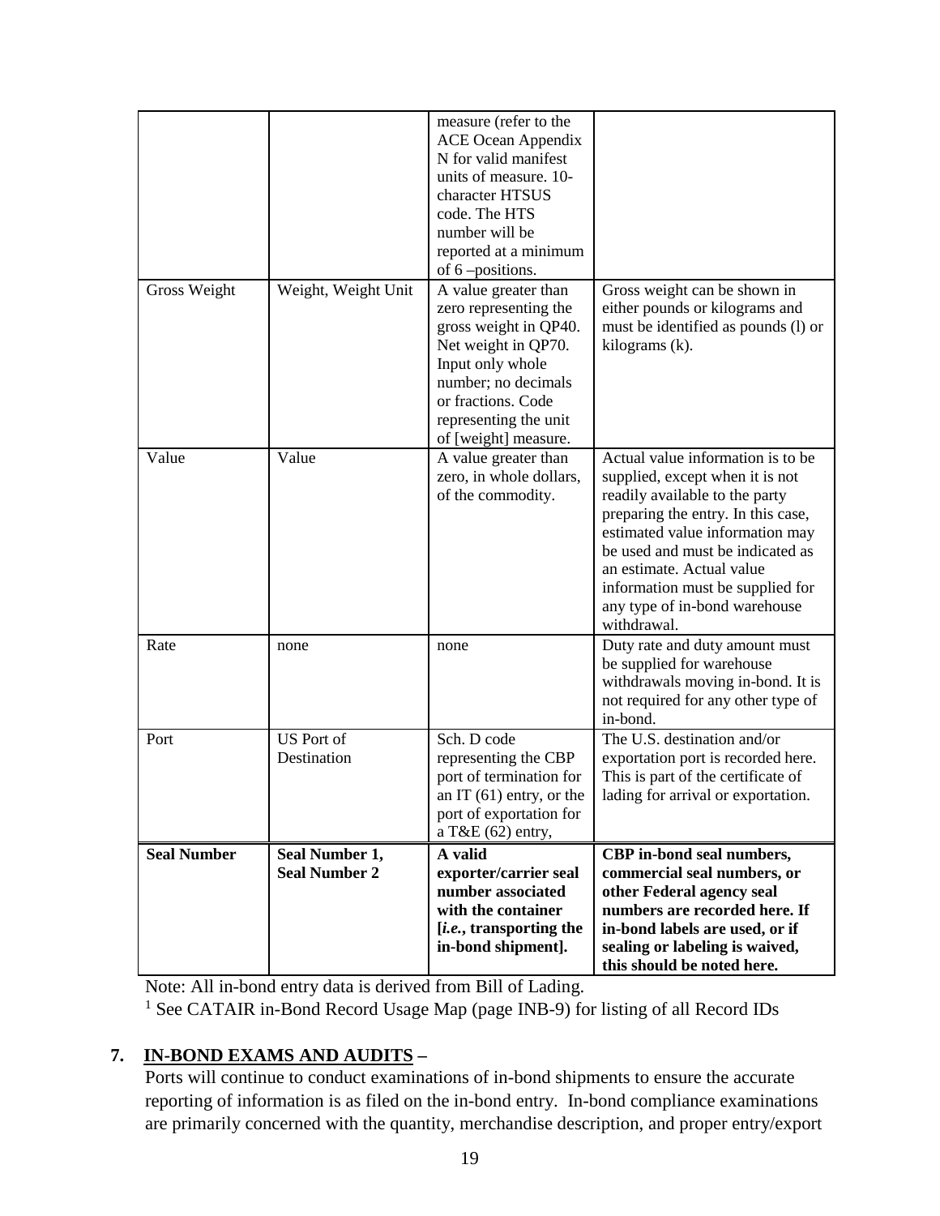| | | measure (refer to the ACE Ocean Appendix N for valid manifest units of measure. 10-character HTSUS code. The HTS number will be reported at a minimum of 6 –positions. | |
|---|---|---|---|
| Gross Weight | Weight, Weight Unit | A value greater than zero representing the gross weight in QP40. Net weight in QP70. Input only whole number; no decimals or fractions. Code representing the unit of [weight] measure. | Gross weight can be shown in either pounds or kilograms and must be identified as pounds (l) or kilograms (k). |
| Value | Value | A value greater than zero, in whole dollars, of the commodity. | Actual value information is to be supplied, except when it is not readily available to the party preparing the entry. In this case, estimated value information may be used and must be indicated as an estimate. Actual value information must be supplied for any type of in-bond warehouse withdrawal. |
| Rate | none | none | Duty rate and duty amount must be supplied for warehouse withdrawals moving in-bond. It is not required for any other type of in-bond. |
| Port | US Port of Destination | Sch. D code representing the CBP port of termination for an IT (61) entry, or the port of exportation for a T&E (62) entry, | The U.S. destination and/or exportation port is recorded here. This is part of the certificate of lading for arrival or exportation. |
| **Seal Number** | **Seal Number 1, Seal Number 2** | **A valid exporter/carrier seal number associated with the container [*i.e.*, transporting the in-bond shipment].** | **CBP in-bond seal numbers, commercial seal numbers, or other Federal agency seal numbers are recorded here. If in-bond labels are used, or if sealing or labeling is waived, this should be noted here.** |

Note: All in-bond entry data is derived from Bill of Lading.

[1] See CATAIR in-Bond Record Usage Map (page INB-9) for listing of all Record IDs

## 7. IN-BOND EXAMS AND AUDITS –

Ports will continue to conduct examinations of in-bond shipments to ensure the accurate reporting of information is as filed on the in-bond entry. In-bond compliance examinations are primarily concerned with the quantity, merchandise description, and proper entry/export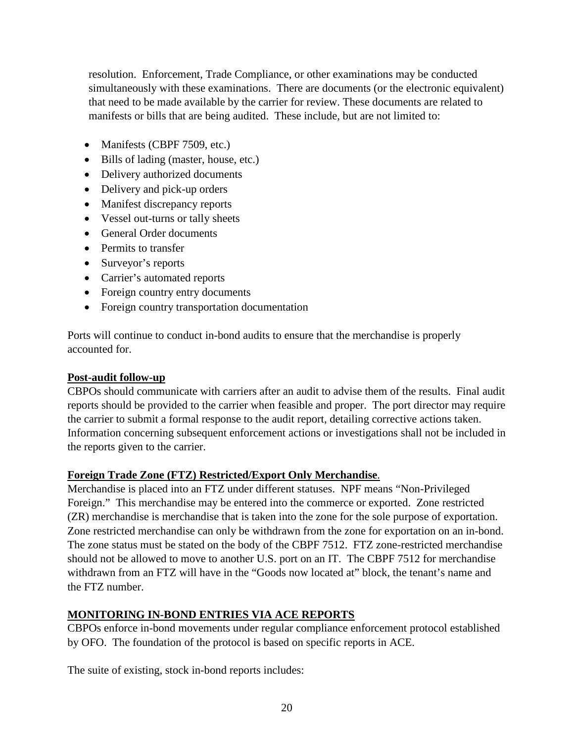resolution. Enforcement, Trade Compliance, or other examinations may be conducted simultaneously with these examinations. There are documents (or the electronic equivalent) that need to be made available by the carrier for review. These documents are related to manifests or bills that are being audited. These include, but are not limited to:

- Manifests (CBPF 7509, etc.)
- Bills of lading (master, house, etc.)
- Delivery authorized documents
- Delivery and pick-up orders
- Manifest discrepancy reports
- Vessel out-turns or tally sheets
- General Order documents
- Permits to transfer
- Surveyor's reports
- Carrier's automated reports
- Foreign country entry documents
- Foreign country transportation documentation

Ports will continue to conduct in-bond audits to ensure that the merchandise is properly accounted for.

**Post-audit follow-up**

CBPOs should communicate with carriers after an audit to advise them of the results. Final audit reports should be provided to the carrier when feasible and proper. The port director may require the carrier to submit a formal response to the audit report, detailing corrective actions taken. Information concerning subsequent enforcement actions or investigations shall not be included in the reports given to the carrier.

**Foreign Trade Zone (FTZ) Restricted/Export Only Merchandise**.

Merchandise is placed into an FTZ under different statuses. NPF means "Non-Privileged Foreign." This merchandise may be entered into the commerce or exported. Zone restricted (ZR) merchandise is merchandise that is taken into the zone for the sole purpose of exportation. Zone restricted merchandise can only be withdrawn from the zone for exportation on an in-bond. The zone status must be stated on the body of the CBPF 7512. FTZ zone-restricted merchandise should not be allowed to move to another U.S. port on an IT. The CBPF 7512 for merchandise withdrawn from an FTZ will have in the "Goods now located at" block, the tenant's name and the FTZ number.

## MONITORING IN-BOND ENTRIES VIA ACE REPORTS

CBPOs enforce in-bond movements under regular compliance enforcement protocol established by OFO. The foundation of the protocol is based on specific reports in ACE.

The suite of existing, stock in-bond reports includes: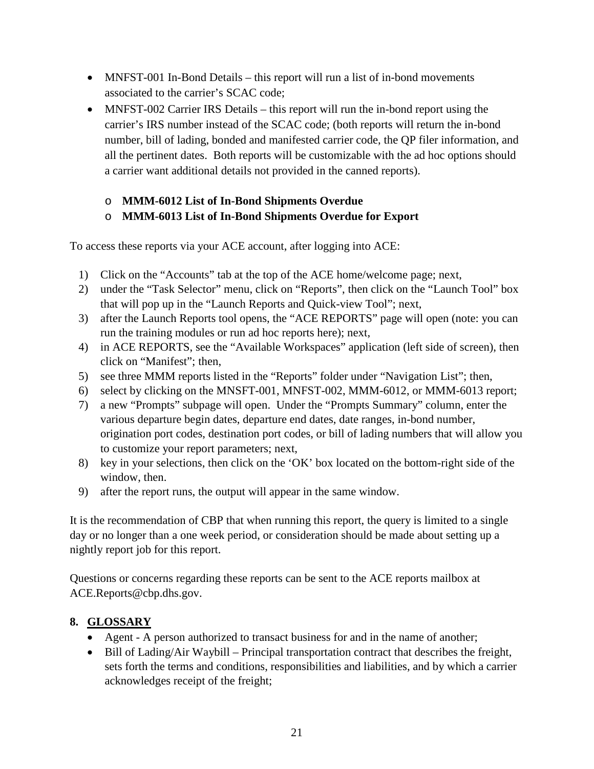- MNFST-001 In-Bond Details – this report will run a list of in-bond movements associated to the carrier's SCAC code;
- MNFST-002 Carrier IRS Details – this report will run the in-bond report using the carrier's IRS number instead of the SCAC code; (both reports will return the in-bond number, bill of lading, bonded and manifested carrier code, the QP filer information, and all the pertinent dates. Both reports will be customizable with the ad hoc options should a carrier want additional details not provided in the canned reports).

  - **MMM-6012 List of In-Bond Shipments Overdue**
  - **MMM-6013 List of In-Bond Shipments Overdue for Export**

To access these reports via your ACE account, after logging into ACE:

1) Click on the "Accounts" tab at the top of the ACE home/welcome page; next,
2) under the "Task Selector" menu, click on "Reports", then click on the "Launch Tool" box that will pop up in the "Launch Reports and Quick-view Tool"; next,
3) after the Launch Reports tool opens, the "ACE REPORTS" page will open (note: you can run the training modules or run ad hoc reports here); next,
4) in ACE REPORTS, see the "Available Workspaces" application (left side of screen), then click on "Manifest"; then,
5) see three MMM reports listed in the "Reports" folder under "Navigation List"; then,
6) select by clicking on the MNSFT-001, MNFST-002, MMM-6012, or MMM-6013 report;
7) a new "Prompts" subpage will open. Under the "Prompts Summary" column, enter the various departure begin dates, departure end dates, date ranges, in-bond number, origination port codes, destination port codes, or bill of lading numbers that will allow you to customize your report parameters; next,
8) key in your selections, then click on the 'OK' box located on the bottom-right side of the window, then.
9) after the report runs, the output will appear in the same window.

It is the recommendation of CBP that when running this report, the query is limited to a single day or no longer than a one week period, or consideration should be made about setting up a nightly report job for this report.

Questions or concerns regarding these reports can be sent to the ACE reports mailbox at ACE.Reports@cbp.dhs.gov.

## 8. GLOSSARY

- Agent - A person authorized to transact business for and in the name of another;
- Bill of Lading/Air Waybill – Principal transportation contract that describes the freight, sets forth the terms and conditions, responsibilities and liabilities, and by which a carrier acknowledges receipt of the freight;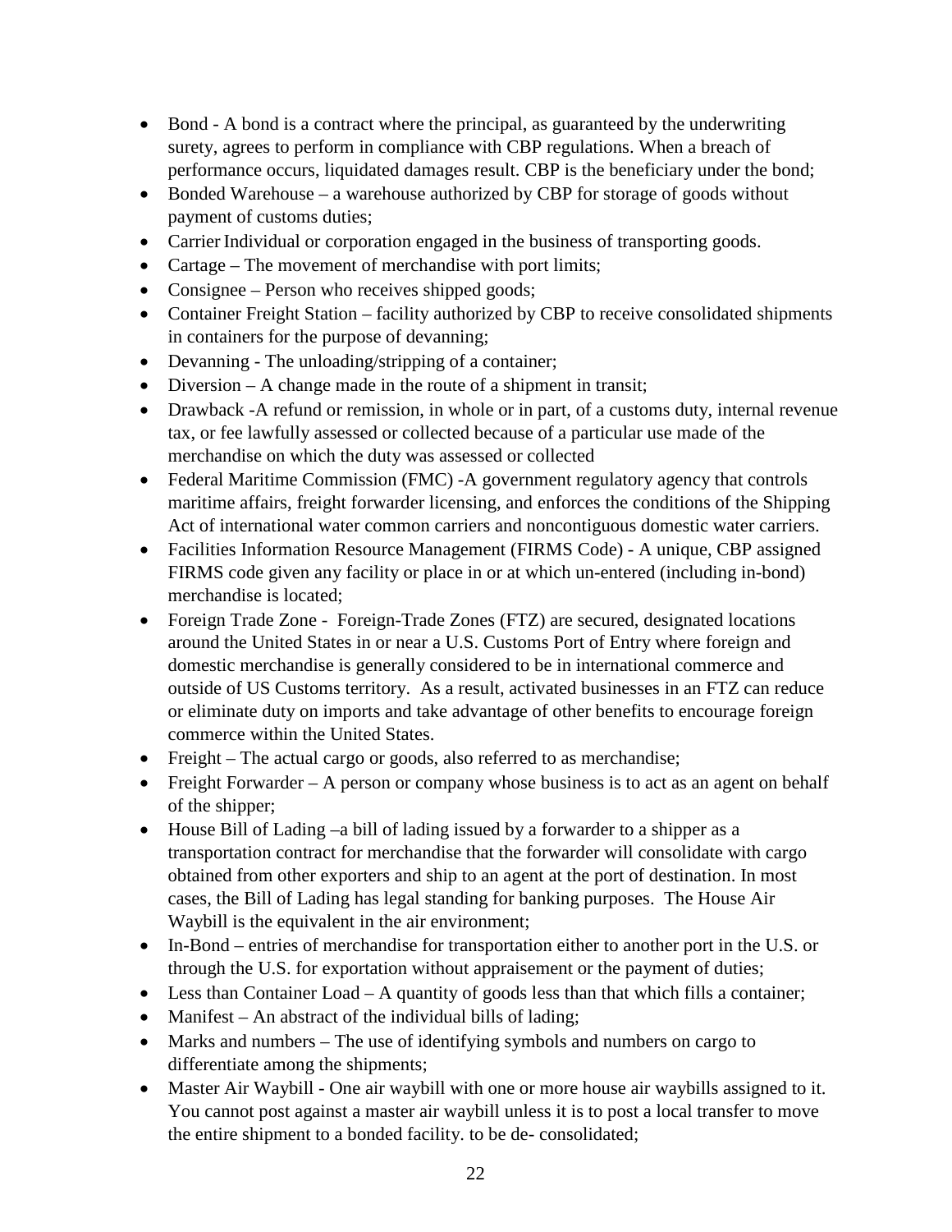- Bond - A bond is a contract where the principal, as guaranteed by the underwriting surety, agrees to perform in compliance with CBP regulations. When a breach of performance occurs, liquidated damages result. CBP is the beneficiary under the bond;
- Bonded Warehouse – a warehouse authorized by CBP for storage of goods without payment of customs duties;
- Carrier Individual or corporation engaged in the business of transporting goods.
- Cartage – The movement of merchandise with port limits;
- Consignee – Person who receives shipped goods;
- Container Freight Station – facility authorized by CBP to receive consolidated shipments in containers for the purpose of devanning;
- Devanning - The unloading/stripping of a container;
- Diversion – A change made in the route of a shipment in transit;
- Drawback -A refund or remission, in whole or in part, of a customs duty, internal revenue tax, or fee lawfully assessed or collected because of a particular use made of the merchandise on which the duty was assessed or collected
- Federal Maritime Commission (FMC) -A government regulatory agency that controls maritime affairs, freight forwarder licensing, and enforces the conditions of the Shipping Act of international water common carriers and noncontiguous domestic water carriers.
- Facilities Information Resource Management (FIRMS Code) - A unique, CBP assigned FIRMS code given any facility or place in or at which un-entered (including in-bond) merchandise is located;
- Foreign Trade Zone - Foreign-Trade Zones (FTZ) are secured, designated locations around the United States in or near a U.S. Customs Port of Entry where foreign and domestic merchandise is generally considered to be in international commerce and outside of US Customs territory. As a result, activated businesses in an FTZ can reduce or eliminate duty on imports and take advantage of other benefits to encourage foreign commerce within the United States.
- Freight – The actual cargo or goods, also referred to as merchandise;
- Freight Forwarder – A person or company whose business is to act as an agent on behalf of the shipper;
- House Bill of Lading –a bill of lading issued by a forwarder to a shipper as a transportation contract for merchandise that the forwarder will consolidate with cargo obtained from other exporters and ship to an agent at the port of destination. In most cases, the Bill of Lading has legal standing for banking purposes. The House Air Waybill is the equivalent in the air environment;
- In-Bond – entries of merchandise for transportation either to another port in the U.S. or through the U.S. for exportation without appraisement or the payment of duties;
- Less than Container Load – A quantity of goods less than that which fills a container;
- Manifest – An abstract of the individual bills of lading;
- Marks and numbers – The use of identifying symbols and numbers on cargo to differentiate among the shipments;
- Master Air Waybill - One air waybill with one or more house air waybills assigned to it. You cannot post against a master air waybill unless it is to post a local transfer to move the entire shipment to a bonded facility. to be de- consolidated;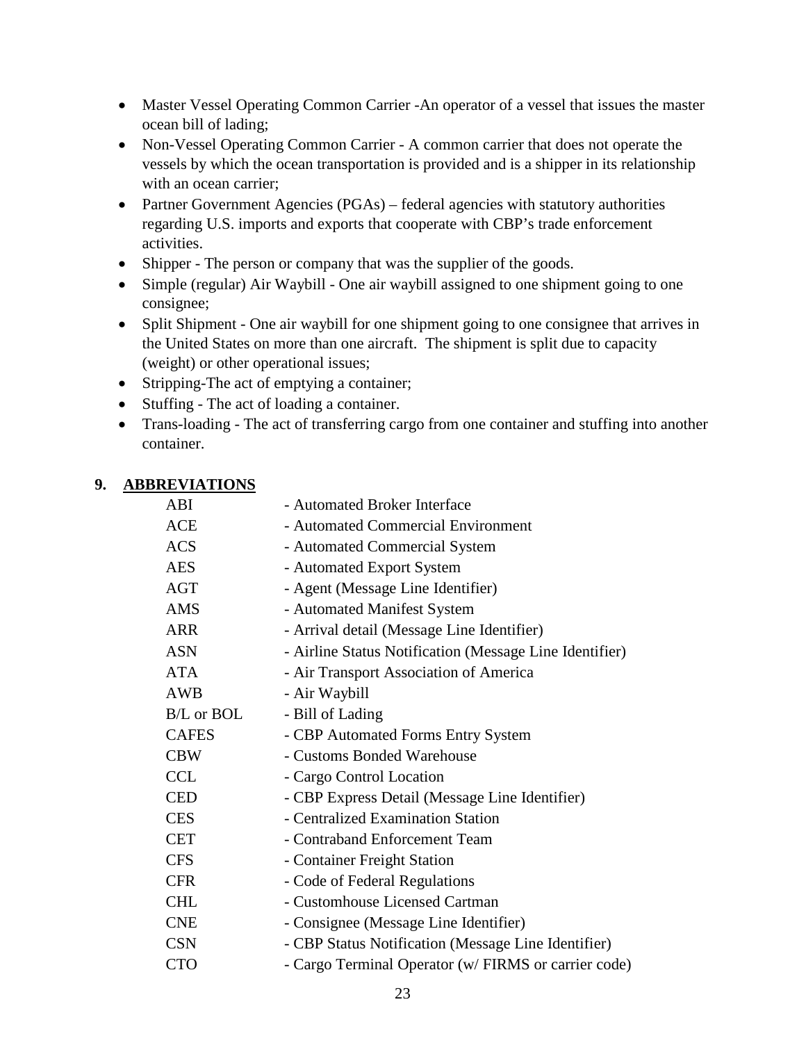- Master Vessel Operating Common Carrier -An operator of a vessel that issues the master ocean bill of lading;
- Non-Vessel Operating Common Carrier - A common carrier that does not operate the vessels by which the ocean transportation is provided and is a shipper in its relationship with an ocean carrier;
- Partner Government Agencies (PGAs) – federal agencies with statutory authorities regarding U.S. imports and exports that cooperate with CBP's trade enforcement activities.
- Shipper - The person or company that was the supplier of the goods.
- Simple (regular) Air Waybill - One air waybill assigned to one shipment going to one consignee;
- Split Shipment - One air waybill for one shipment going to one consignee that arrives in the United States on more than one aircraft. The shipment is split due to capacity (weight) or other operational issues;
- Stripping-The act of emptying a container;
- Stuffing - The act of loading a container.
- Trans-loading - The act of transferring cargo from one container and stuffing into another container.

## 9. ABBREVIATIONS

| | |
|---|---|
| ABI | - Automated Broker Interface |
| ACE | - Automated Commercial Environment |
| ACS | - Automated Commercial System |
| AES | - Automated Export System |
| AGT | - Agent (Message Line Identifier) |
| AMS | - Automated Manifest System |
| ARR | - Arrival detail (Message Line Identifier) |
| ASN | - Airline Status Notification (Message Line Identifier) |
| ATA | - Air Transport Association of America |
| AWB | - Air Waybill |
| B/L or BOL | - Bill of Lading |
| CAFES | - CBP Automated Forms Entry System |
| CBW | - Customs Bonded Warehouse |
| CCL | - Cargo Control Location |
| CED | - CBP Express Detail (Message Line Identifier) |
| CES | - Centralized Examination Station |
| CET | - Contraband Enforcement Team |
| CFS | - Container Freight Station |
| CFR | - Code of Federal Regulations |
| CHL | - Customhouse Licensed Cartman |
| CNE | - Consignee (Message Line Identifier) |
| CSN | - CBP Status Notification (Message Line Identifier) |
| CTO | - Cargo Terminal Operator (w/ FIRMS or carrier code) |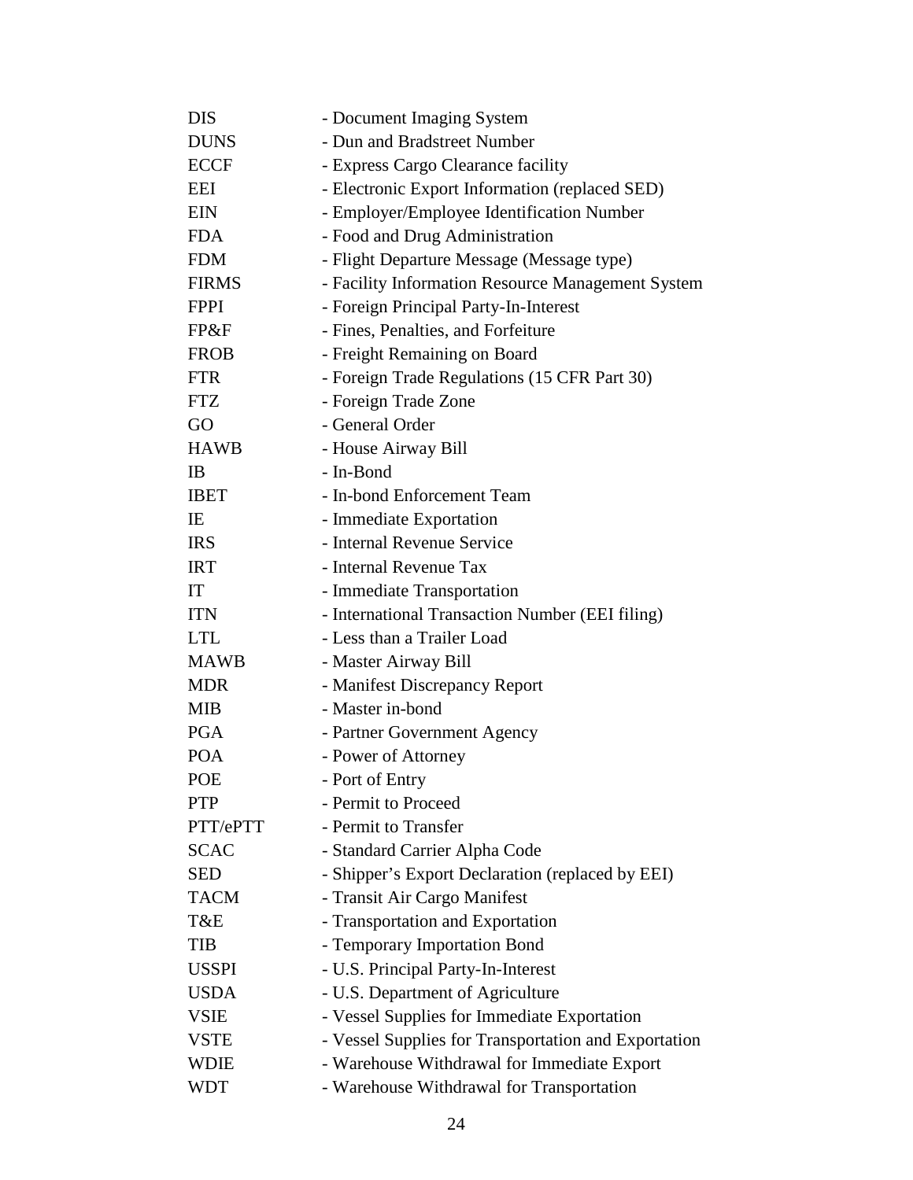DIS - Document Imaging System
DUNS - Dun and Bradstreet Number
ECCF - Express Cargo Clearance facility
EEI - Electronic Export Information (replaced SED)
EIN - Employer/Employee Identification Number
FDA - Food and Drug Administration
FDM - Flight Departure Message (Message type)
FIRMS - Facility Information Resource Management System
FPPI - Foreign Principal Party-In-Interest
FP&F - Fines, Penalties, and Forfeiture
FROB - Freight Remaining on Board
FTR - Foreign Trade Regulations (15 CFR Part 30)
FTZ - Foreign Trade Zone
GO - General Order
HAWB - House Airway Bill
IB - In-Bond
IBET - In-bond Enforcement Team
IE - Immediate Exportation
IRS - Internal Revenue Service
IRT - Internal Revenue Tax
IT - Immediate Transportation
ITN - International Transaction Number (EEI filing)
LTL - Less than a Trailer Load
MAWB - Master Airway Bill
MDR - Manifest Discrepancy Report
MIB - Master in-bond
PGA - Partner Government Agency
POA - Power of Attorney
POE - Port of Entry
PTP - Permit to Proceed
PTT/ePTT - Permit to Transfer
SCAC - Standard Carrier Alpha Code
SED - Shipper's Export Declaration (replaced by EEI)
TACM - Transit Air Cargo Manifest
T&E - Transportation and Exportation
TIB - Temporary Importation Bond
USSPI - U.S. Principal Party-In-Interest
USDA - U.S. Department of Agriculture
VSIE - Vessel Supplies for Immediate Exportation
VSTE - Vessel Supplies for Transportation and Exportation
WDIE - Warehouse Withdrawal for Immediate Export
WDT - Warehouse Withdrawal for Transportation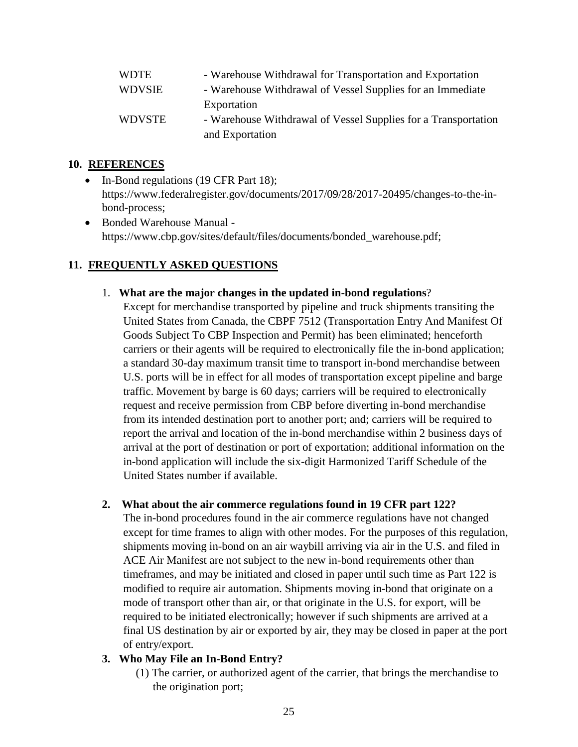| | |
|---|---|
| WDTE | - Warehouse Withdrawal for Transportation and Exportation |
| WDVSIE | - Warehouse Withdrawal of Vessel Supplies for an Immediate Exportation |
| WDVSTE | - Warehouse Withdrawal of Vessel Supplies for a Transportation and Exportation |

## 10. REFERENCES

- In-Bond regulations (19 CFR Part 18); https://www.federalregister.gov/documents/2017/09/28/2017-20495/changes-to-the-in-bond-process;
- Bonded Warehouse Manual - https://www.cbp.gov/sites/default/files/documents/bonded_warehouse.pdf;

## 11. FREQUENTLY ASKED QUESTIONS

1. **What are the major changes in the updated in-bond regulations**?
   Except for merchandise transported by pipeline and truck shipments transiting the United States from Canada, the CBPF 7512 (Transportation Entry And Manifest Of Goods Subject To CBP Inspection and Permit) has been eliminated; henceforth carriers or their agents will be required to electronically file the in-bond application; a standard 30-day maximum transit time to transport in-bond merchandise between U.S. ports will be in effect for all modes of transportation except pipeline and barge traffic. Movement by barge is 60 days; carriers will be required to electronically request and receive permission from CBP before diverting in-bond merchandise from its intended destination port to another port; and; carriers will be required to report the arrival and location of the in-bond merchandise within 2 business days of arrival at the port of destination or port of exportation; additional information on the in-bond application will include the six-digit Harmonized Tariff Schedule of the United States number if available.

2. **What about the air commerce regulations found in 19 CFR part 122?**
   The in-bond procedures found in the air commerce regulations have not changed except for time frames to align with other modes. For the purposes of this regulation, shipments moving in-bond on an air waybill arriving via air in the U.S. and filed in ACE Air Manifest are not subject to the new in-bond requirements other than timeframes, and may be initiated and closed in paper until such time as Part 122 is modified to require air automation. Shipments moving in-bond that originate on a mode of transport other than air, or that originate in the U.S. for export, will be required to be initiated electronically; however if such shipments are arrived at a final US destination by air or exported by air, they may be closed in paper at the port of entry/export.

3. **Who May File an In-Bond Entry?**
   (1) The carrier, or authorized agent of the carrier, that brings the merchandise to the origination port;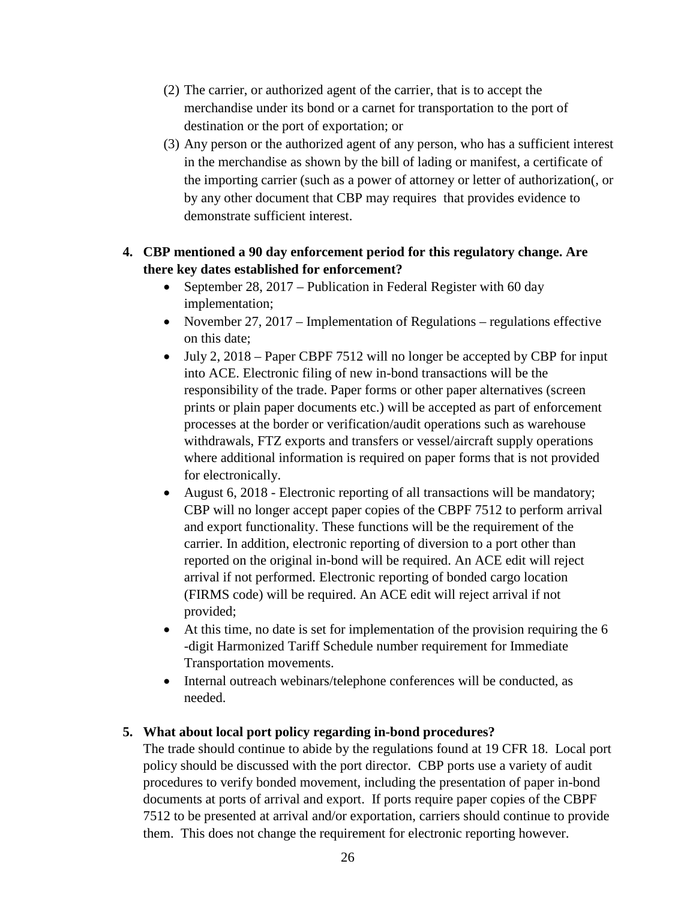(2) The carrier, or authorized agent of the carrier, that is to accept the merchandise under its bond or a carnet for transportation to the port of destination or the port of exportation; or

(3) Any person or the authorized agent of any person, who has a sufficient interest in the merchandise as shown by the bill of lading or manifest, a certificate of the importing carrier (such as a power of attorney or letter of authorization(, or by any other document that CBP may requires that provides evidence to demonstrate sufficient interest.

**4. CBP mentioned a 90 day enforcement period for this regulatory change. Are there key dates established for enforcement?**

- September 28, 2017 – Publication in Federal Register with 60 day implementation;
- November 27, 2017 – Implementation of Regulations – regulations effective on this date;
- July 2, 2018 – Paper CBPF 7512 will no longer be accepted by CBP for input into ACE. Electronic filing of new in-bond transactions will be the responsibility of the trade. Paper forms or other paper alternatives (screen prints or plain paper documents etc.) will be accepted as part of enforcement processes at the border or verification/audit operations such as warehouse withdrawals, FTZ exports and transfers or vessel/aircraft supply operations where additional information is required on paper forms that is not provided for electronically.
- August 6, 2018 - Electronic reporting of all transactions will be mandatory; CBP will no longer accept paper copies of the CBPF 7512 to perform arrival and export functionality. These functions will be the requirement of the carrier. In addition, electronic reporting of diversion to a port other than reported on the original in-bond will be required. An ACE edit will reject arrival if not performed. Electronic reporting of bonded cargo location (FIRMS code) will be required. An ACE edit will reject arrival if not provided;
- At this time, no date is set for implementation of the provision requiring the 6 -digit Harmonized Tariff Schedule number requirement for Immediate Transportation movements.
- Internal outreach webinars/telephone conferences will be conducted, as needed.

**5. What about local port policy regarding in-bond procedures?**

The trade should continue to abide by the regulations found at 19 CFR 18. Local port policy should be discussed with the port director. CBP ports use a variety of audit procedures to verify bonded movement, including the presentation of paper in-bond documents at ports of arrival and export. If ports require paper copies of the CBPF 7512 to be presented at arrival and/or exportation, carriers should continue to provide them. This does not change the requirement for electronic reporting however.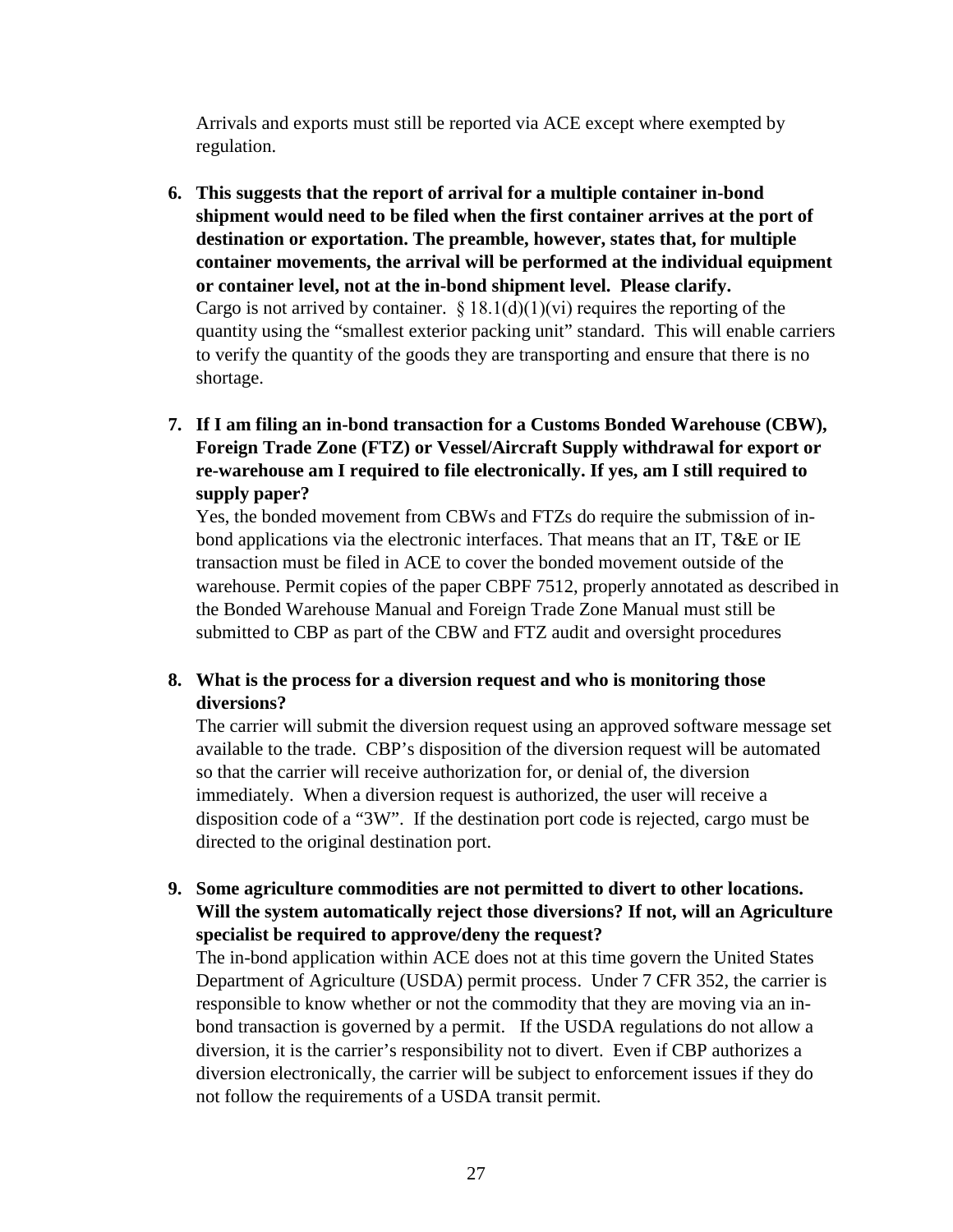Arrivals and exports must still be reported via ACE except where exempted by regulation.

6. **This suggests that the report of arrival for a multiple container in-bond shipment would need to be filed when the first container arrives at the port of destination or exportation. The preamble, however, states that, for multiple container movements, the arrival will be performed at the individual equipment or container level, not at the in-bond shipment level. Please clarify.**
   Cargo is not arrived by container. § 18.1(d)(1)(vi) requires the reporting of the quantity using the "smallest exterior packing unit" standard. This will enable carriers to verify the quantity of the goods they are transporting and ensure that there is no shortage.

7. **If I am filing an in-bond transaction for a Customs Bonded Warehouse (CBW), Foreign Trade Zone (FTZ) or Vessel/Aircraft Supply withdrawal for export or re-warehouse am I required to file electronically. If yes, am I still required to supply paper?**
   Yes, the bonded movement from CBWs and FTZs do require the submission of in-bond applications via the electronic interfaces. That means that an IT, T&E or IE transaction must be filed in ACE to cover the bonded movement outside of the warehouse. Permit copies of the paper CBPF 7512, properly annotated as described in the Bonded Warehouse Manual and Foreign Trade Zone Manual must still be submitted to CBP as part of the CBW and FTZ audit and oversight procedures

8. **What is the process for a diversion request and who is monitoring those diversions?**
   The carrier will submit the diversion request using an approved software message set available to the trade. CBP's disposition of the diversion request will be automated so that the carrier will receive authorization for, or denial of, the diversion immediately. When a diversion request is authorized, the user will receive a disposition code of a "3W". If the destination port code is rejected, cargo must be directed to the original destination port.

9. **Some agriculture commodities are not permitted to divert to other locations. Will the system automatically reject those diversions? If not, will an Agriculture specialist be required to approve/deny the request?**
   The in-bond application within ACE does not at this time govern the United States Department of Agriculture (USDA) permit process. Under 7 CFR 352, the carrier is responsible to know whether or not the commodity that they are moving via an in-bond transaction is governed by a permit. If the USDA regulations do not allow a diversion, it is the carrier's responsibility not to divert. Even if CBP authorizes a diversion electronically, the carrier will be subject to enforcement issues if they do not follow the requirements of a USDA transit permit.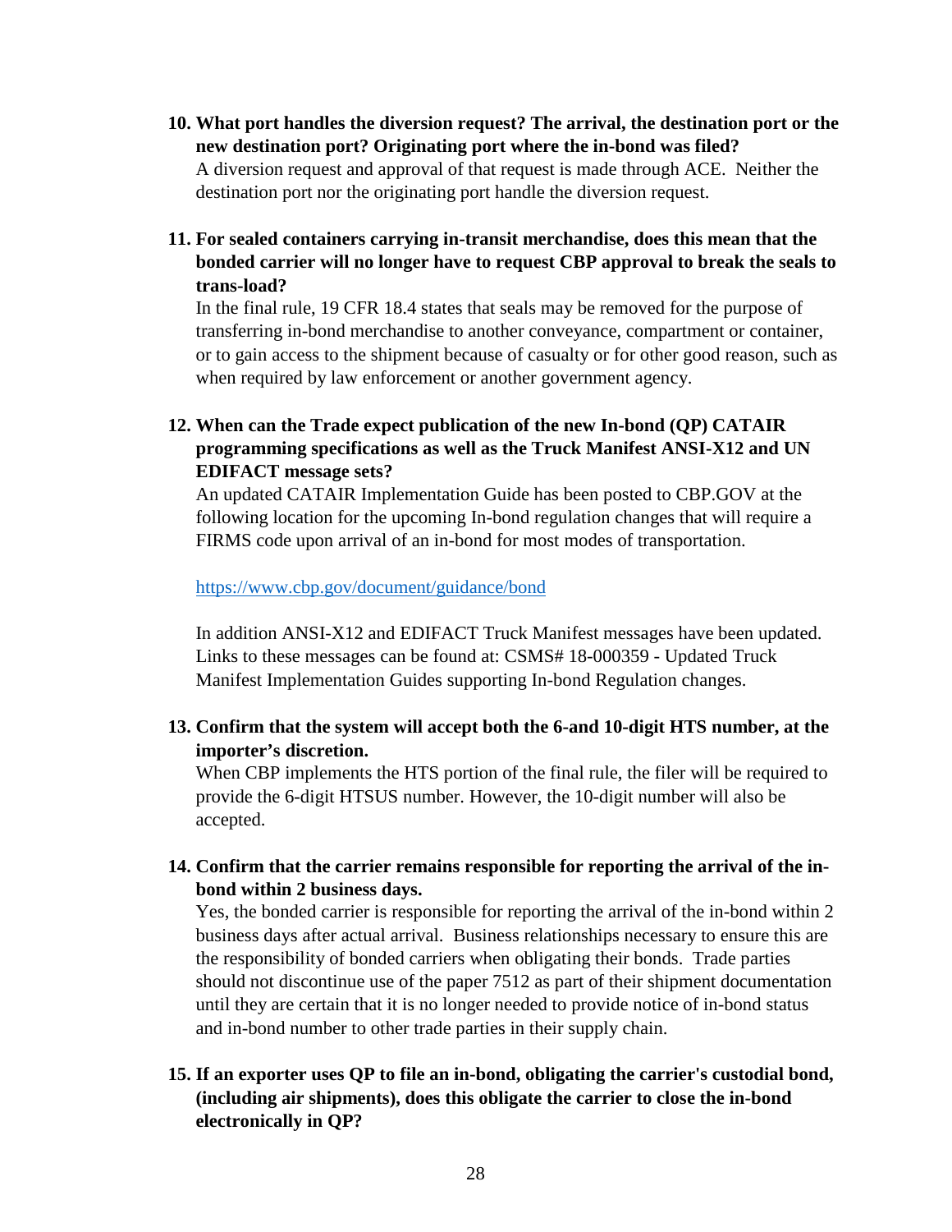10. **What port handles the diversion request? The arrival, the destination port or the new destination port? Originating port where the in-bond was filed?**
    A diversion request and approval of that request is made through ACE. Neither the destination port nor the originating port handle the diversion request.

11. **For sealed containers carrying in-transit merchandise, does this mean that the bonded carrier will no longer have to request CBP approval to break the seals to trans-load?**
    In the final rule, 19 CFR 18.4 states that seals may be removed for the purpose of transferring in-bond merchandise to another conveyance, compartment or container, or to gain access to the shipment because of casualty or for other good reason, such as when required by law enforcement or another government agency.

12. **When can the Trade expect publication of the new In-bond (QP) CATAIR programming specifications as well as the Truck Manifest ANSI-X12 and UN EDIFACT message sets?**
    An updated CATAIR Implementation Guide has been posted to CBP.GOV at the following location for the upcoming In-bond regulation changes that will require a FIRMS code upon arrival of an in-bond for most modes of transportation.

    https://www.cbp.gov/document/guidance/bond

    In addition ANSI-X12 and EDIFACT Truck Manifest messages have been updated. Links to these messages can be found at: CSMS# 18-000359 - Updated Truck Manifest Implementation Guides supporting In-bond Regulation changes.

13. **Confirm that the system will accept both the 6-and 10-digit HTS number, at the importer's discretion.**
    When CBP implements the HTS portion of the final rule, the filer will be required to provide the 6-digit HTSUS number. However, the 10-digit number will also be accepted.

14. **Confirm that the carrier remains responsible for reporting the arrival of the in-bond within 2 business days.**
    Yes, the bonded carrier is responsible for reporting the arrival of the in-bond within 2 business days after actual arrival. Business relationships necessary to ensure this are the responsibility of bonded carriers when obligating their bonds. Trade parties should not discontinue use of the paper 7512 as part of their shipment documentation until they are certain that it is no longer needed to provide notice of in-bond status and in-bond number to other trade parties in their supply chain.

15. **If an exporter uses QP to file an in-bond, obligating the carrier's custodial bond, (including air shipments), does this obligate the carrier to close the in-bond electronically in QP?**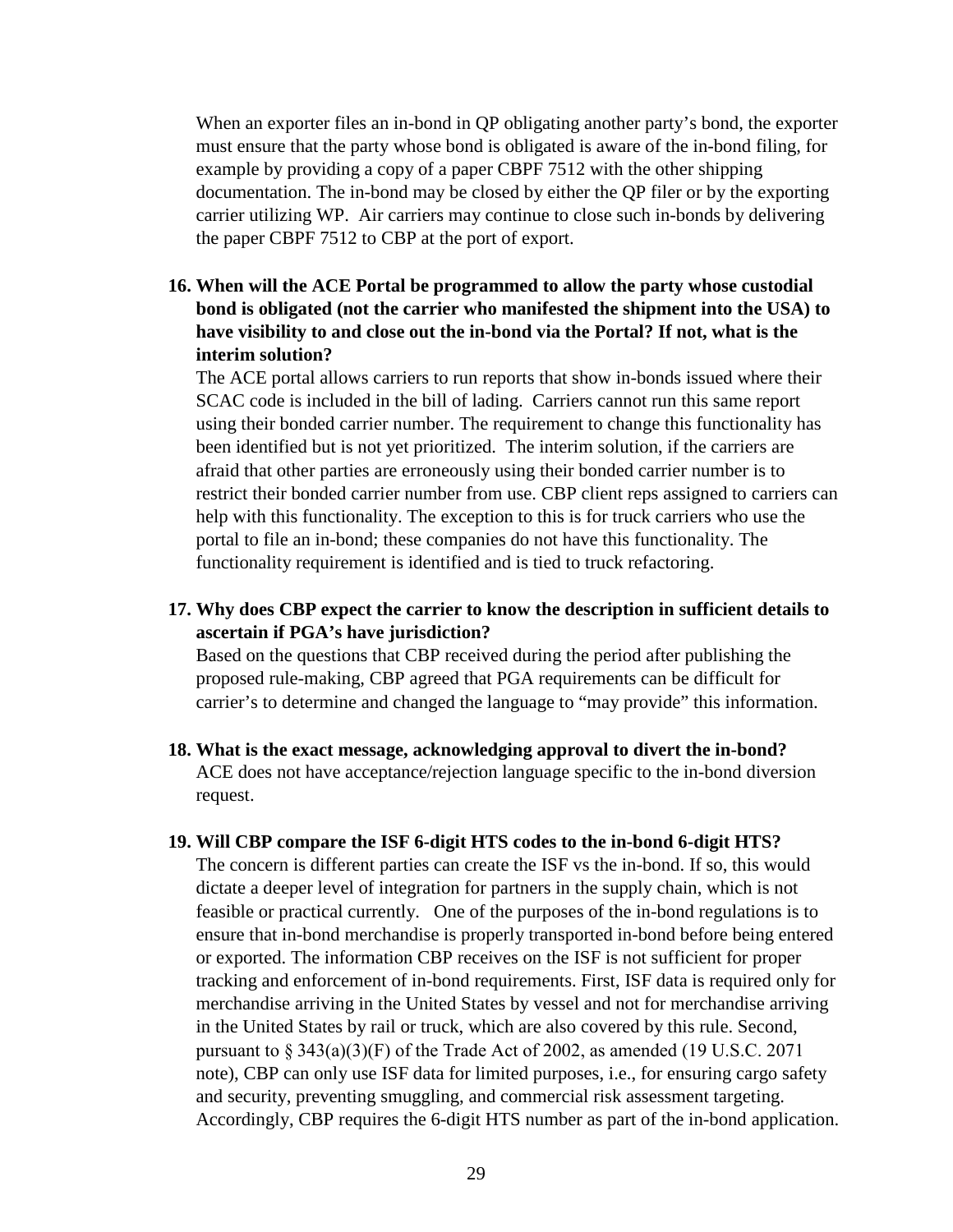When an exporter files an in-bond in QP obligating another party's bond, the exporter must ensure that the party whose bond is obligated is aware of the in-bond filing, for example by providing a copy of a paper CBPF 7512 with the other shipping documentation. The in-bond may be closed by either the QP filer or by the exporting carrier utilizing WP. Air carriers may continue to close such in-bonds by delivering the paper CBPF 7512 to CBP at the port of export.

16. **When will the ACE Portal be programmed to allow the party whose custodial bond is obligated (not the carrier who manifested the shipment into the USA) to have visibility to and close out the in-bond via the Portal? If not, what is the interim solution?**

    The ACE portal allows carriers to run reports that show in-bonds issued where their SCAC code is included in the bill of lading. Carriers cannot run this same report using their bonded carrier number. The requirement to change this functionality has been identified but is not yet prioritized. The interim solution, if the carriers are afraid that other parties are erroneously using their bonded carrier number is to restrict their bonded carrier number from use. CBP client reps assigned to carriers can help with this functionality. The exception to this is for truck carriers who use the portal to file an in-bond; these companies do not have this functionality. The functionality requirement is identified and is tied to truck refactoring.

17. **Why does CBP expect the carrier to know the description in sufficient details to ascertain if PGA's have jurisdiction?**

    Based on the questions that CBP received during the period after publishing the proposed rule-making, CBP agreed that PGA requirements can be difficult for carrier's to determine and changed the language to "may provide" this information.

18. **What is the exact message, acknowledging approval to divert the in-bond?**

    ACE does not have acceptance/rejection language specific to the in-bond diversion request.

19. **Will CBP compare the ISF 6-digit HTS codes to the in-bond 6-digit HTS?**

    The concern is different parties can create the ISF vs the in-bond. If so, this would dictate a deeper level of integration for partners in the supply chain, which is not feasible or practical currently. One of the purposes of the in-bond regulations is to ensure that in-bond merchandise is properly transported in-bond before being entered or exported. The information CBP receives on the ISF is not sufficient for proper tracking and enforcement of in-bond requirements. First, ISF data is required only for merchandise arriving in the United States by vessel and not for merchandise arriving in the United States by rail or truck, which are also covered by this rule. Second, pursuant to § 343(a)(3)(F) of the Trade Act of 2002, as amended (19 U.S.C. 2071 note), CBP can only use ISF data for limited purposes, i.e., for ensuring cargo safety and security, preventing smuggling, and commercial risk assessment targeting. Accordingly, CBP requires the 6-digit HTS number as part of the in-bond application.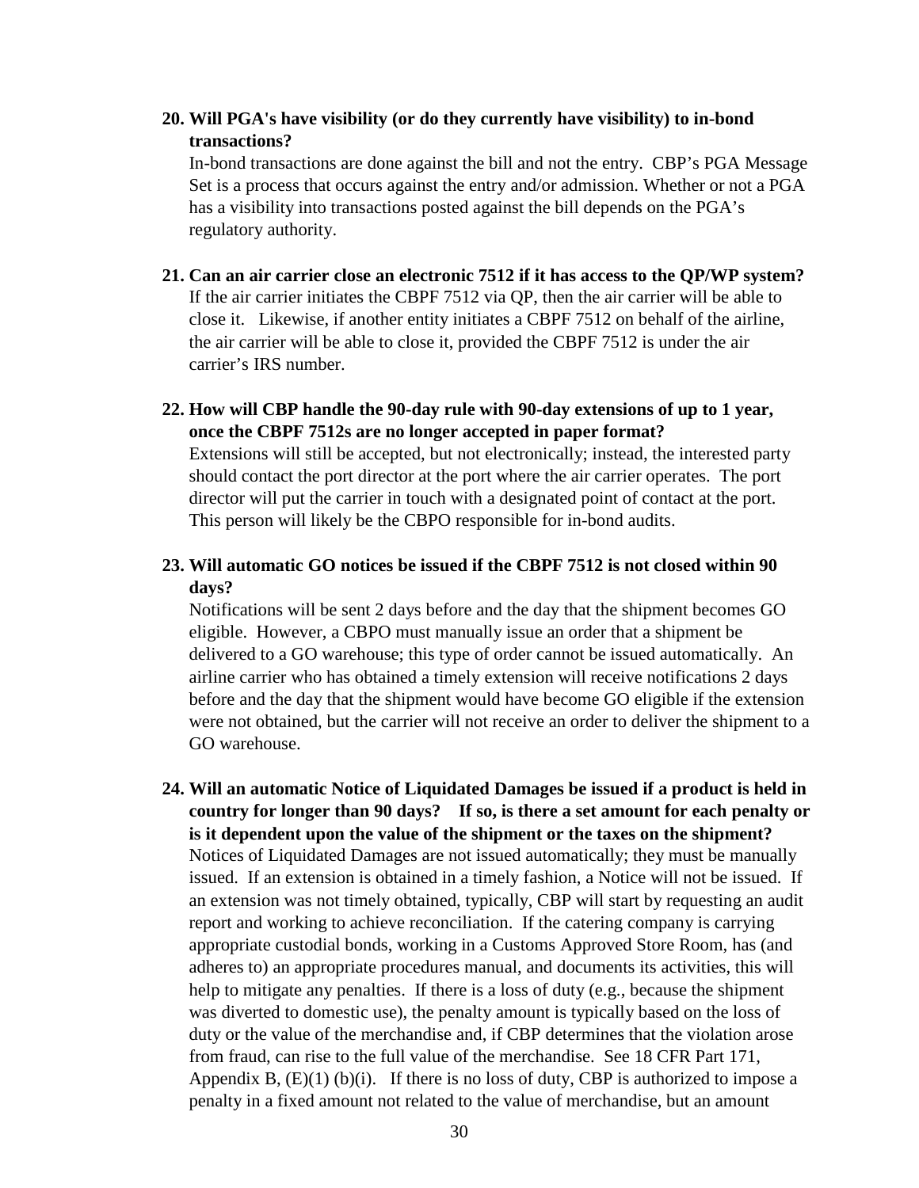**20. Will PGA's have visibility (or do they currently have visibility) to in-bond transactions?**

In-bond transactions are done against the bill and not the entry. CBP's PGA Message Set is a process that occurs against the entry and/or admission. Whether or not a PGA has a visibility into transactions posted against the bill depends on the PGA's regulatory authority.

**21. Can an air carrier close an electronic 7512 if it has access to the QP/WP system?**

If the air carrier initiates the CBPF 7512 via QP, then the air carrier will be able to close it. Likewise, if another entity initiates a CBPF 7512 on behalf of the airline, the air carrier will be able to close it, provided the CBPF 7512 is under the air carrier's IRS number.

**22. How will CBP handle the 90-day rule with 90-day extensions of up to 1 year, once the CBPF 7512s are no longer accepted in paper format?**

Extensions will still be accepted, but not electronically; instead, the interested party should contact the port director at the port where the air carrier operates. The port director will put the carrier in touch with a designated point of contact at the port. This person will likely be the CBPO responsible for in-bond audits.

**23. Will automatic GO notices be issued if the CBPF 7512 is not closed within 90 days?**

Notifications will be sent 2 days before and the day that the shipment becomes GO eligible. However, a CBPO must manually issue an order that a shipment be delivered to a GO warehouse; this type of order cannot be issued automatically. An airline carrier who has obtained a timely extension will receive notifications 2 days before and the day that the shipment would have become GO eligible if the extension were not obtained, but the carrier will not receive an order to deliver the shipment to a GO warehouse.

**24. Will an automatic Notice of Liquidated Damages be issued if a product is held in country for longer than 90 days? If so, is there a set amount for each penalty or is it dependent upon the value of the shipment or the taxes on the shipment?**

Notices of Liquidated Damages are not issued automatically; they must be manually issued. If an extension is obtained in a timely fashion, a Notice will not be issued. If an extension was not timely obtained, typically, CBP will start by requesting an audit report and working to achieve reconciliation. If the catering company is carrying appropriate custodial bonds, working in a Customs Approved Store Room, has (and adheres to) an appropriate procedures manual, and documents its activities, this will help to mitigate any penalties. If there is a loss of duty (e.g., because the shipment was diverted to domestic use), the penalty amount is typically based on the loss of duty or the value of the merchandise and, if CBP determines that the violation arose from fraud, can rise to the full value of the merchandise. See 18 CFR Part 171, Appendix B, (E)(1) (b)(i). If there is no loss of duty, CBP is authorized to impose a penalty in a fixed amount not related to the value of merchandise, but an amount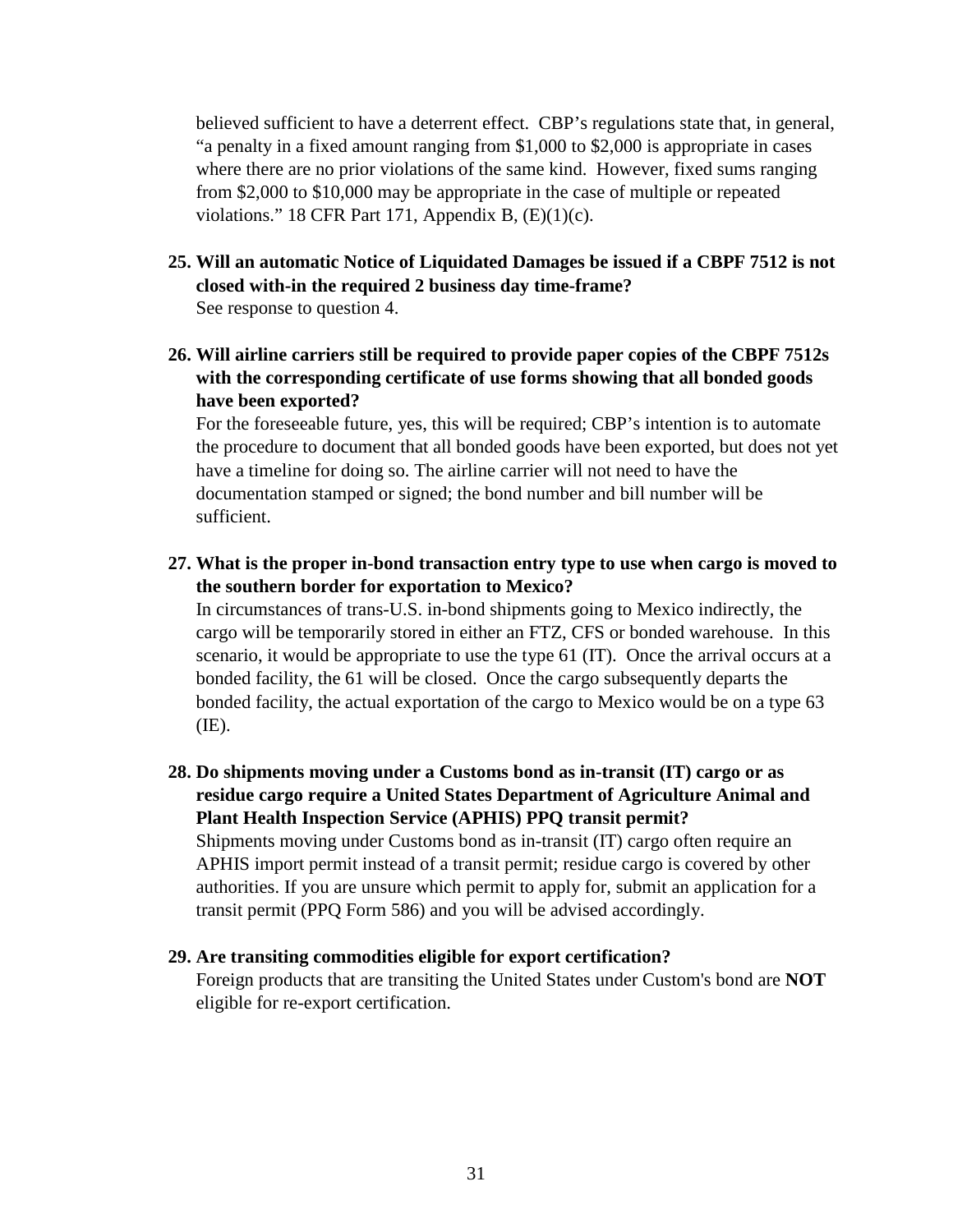believed sufficient to have a deterrent effect. CBP's regulations state that, in general, "a penalty in a fixed amount ranging from $1,000 to $2,000 is appropriate in cases where there are no prior violations of the same kind. However, fixed sums ranging from $2,000 to $10,000 may be appropriate in the case of multiple or repeated violations." 18 CFR Part 171, Appendix B, (E)(1)(c).

**25. Will an automatic Notice of Liquidated Damages be issued if a CBPF 7512 is not closed with-in the required 2 business day time-frame?**

See response to question 4.

**26. Will airline carriers still be required to provide paper copies of the CBPF 7512s with the corresponding certificate of use forms showing that all bonded goods have been exported?**

For the foreseeable future, yes, this will be required; CBP's intention is to automate the procedure to document that all bonded goods have been exported, but does not yet have a timeline for doing so. The airline carrier will not need to have the documentation stamped or signed; the bond number and bill number will be sufficient.

**27. What is the proper in-bond transaction entry type to use when cargo is moved to the southern border for exportation to Mexico?**

In circumstances of trans-U.S. in-bond shipments going to Mexico indirectly, the cargo will be temporarily stored in either an FTZ, CFS or bonded warehouse. In this scenario, it would be appropriate to use the type 61 (IT). Once the arrival occurs at a bonded facility, the 61 will be closed. Once the cargo subsequently departs the bonded facility, the actual exportation of the cargo to Mexico would be on a type 63 (IE).

**28. Do shipments moving under a Customs bond as in-transit (IT) cargo or as residue cargo require a United States Department of Agriculture Animal and Plant Health Inspection Service (APHIS) PPQ transit permit?**

Shipments moving under Customs bond as in-transit (IT) cargo often require an APHIS import permit instead of a transit permit; residue cargo is covered by other authorities. If you are unsure which permit to apply for, submit an application for a transit permit (PPQ Form 586) and you will be advised accordingly.

**29. Are transiting commodities eligible for export certification?**

Foreign products that are transiting the United States under Custom's bond are **NOT** eligible for re-export certification.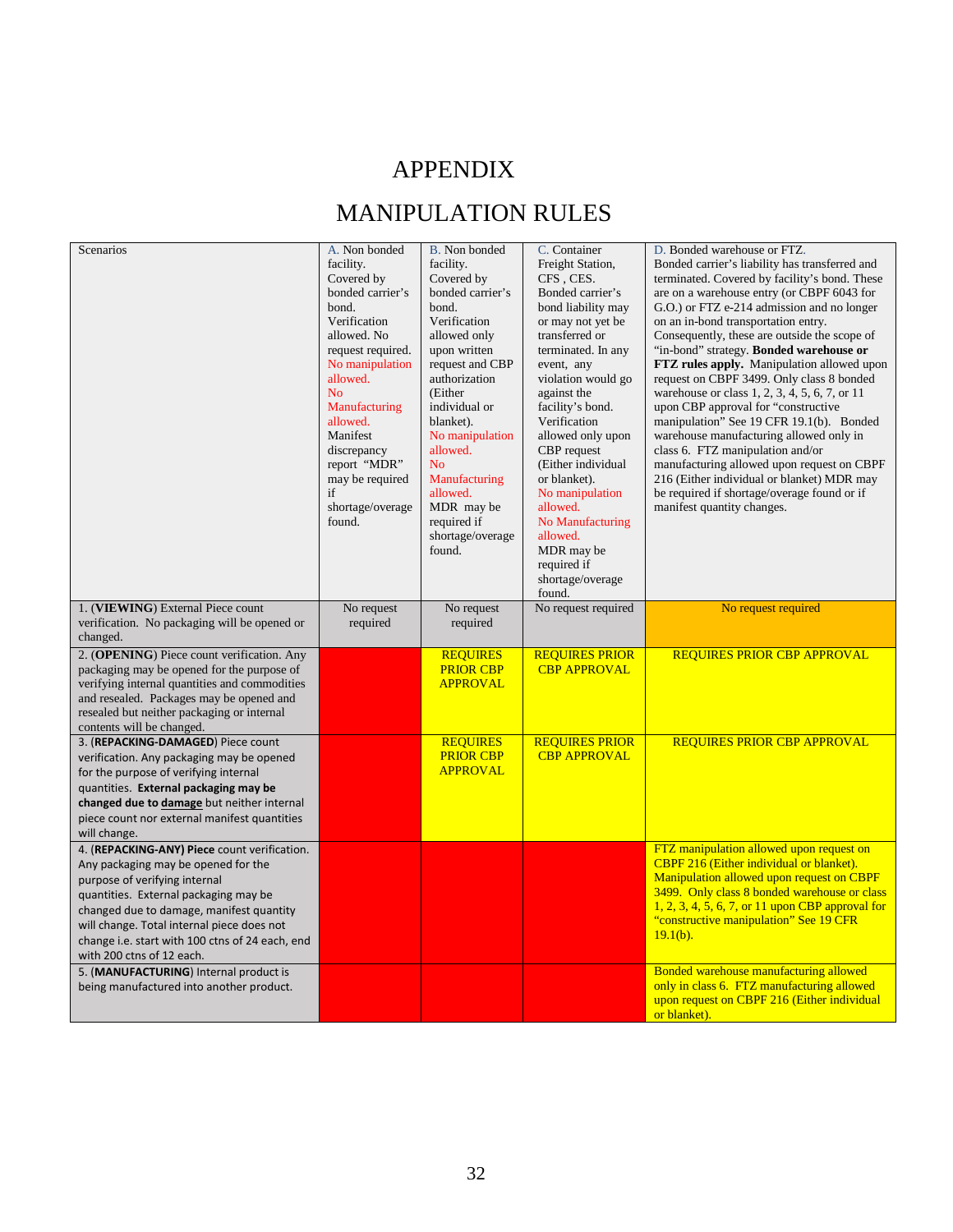# APPENDIX

# MANIPULATION RULES

| Scenarios | A. Non bonded facility. Covered by bonded carrier's bond. Verification allowed. No request required. No manipulation allowed. No Manufacturing allowed. Manifest discrepancy report "MDR" may be required if shortage/overage found. | B. Non bonded facility. Covered by bonded carrier's bond. Verification allowed only upon written request and CBP authorization (Either individual or blanket). No manipulation allowed. No Manufacturing allowed. MDR may be required if shortage/overage found. | C. Container Freight Station, CFS , CES. Bonded carrier's bond liability may or may not yet be transferred or terminated. In any event, any violation would go against the facility's bond. Verification allowed only upon CBP request (Either individual or blanket). No manipulation allowed. No Manufacturing allowed. MDR may be required if shortage/overage found. | D. Bonded warehouse or FTZ. Bonded carrier's liability has transferred and terminated. Covered by facility's bond. These are on a warehouse entry (or CBPF 6043 for G.O.) or FTZ e-214 admission and no longer on an in-bond transportation entry. Consequently, these are outside the scope of "in-bond" strategy. **Bonded warehouse or FTZ rules apply.** Manipulation allowed upon request on CBPF 3499. Only class 8 bonded warehouse or class 1, 2, 3, 4, 5, 6, 7, or 11 upon CBP approval for "constructive manipulation" See 19 CFR 19.1(b). Bonded warehouse manufacturing allowed only in class 6. FTZ manipulation and/or manufacturing allowed upon request on CBPF 216 (Either individual or blanket) MDR may be required if shortage/overage found or if manifest quantity changes. |
|---|---|---|---|---|
| 1. (**VIEWING**) External Piece count verification. No packaging will be opened or changed. | No request required | No request required | No request required | No request required |
| 2. (**OPENING**) Piece count verification. Any packaging may be opened for the purpose of verifying internal quantities and commodities and resealed. Packages may be opened and resealed but neither packaging or internal contents will be changed. | | REQUIRES PRIOR CBP APPROVAL | REQUIRES PRIOR CBP APPROVAL | REQUIRES PRIOR CBP APPROVAL |
| 3. (**REPACKING-DAMAGED**) Piece count verification. Any packaging may be opened for the purpose of verifying internal quantities. **External packaging may be changed due to damage** but neither internal piece count nor external manifest quantities will change. | | REQUIRES PRIOR CBP APPROVAL | REQUIRES PRIOR CBP APPROVAL | REQUIRES PRIOR CBP APPROVAL |
| 4. (**REPACKING-ANY) Piece** count verification. Any packaging may be opened for the purpose of verifying internal quantities. External packaging may be changed due to damage, manifest quantity will change. Total internal piece does not change i.e. start with 100 ctns of 24 each, end with 200 ctns of 12 each. | | | | FTZ manipulation allowed upon request on CBPF 216 (Either individual or blanket). Manipulation allowed upon request on CBPF 3499. Only class 8 bonded warehouse or class 1, 2, 3, 4, 5, 6, 7, or 11 upon CBP approval for "constructive manipulation" See 19 CFR 19.1(b). |
| 5. (**MANUFACTURING**) Internal product is being manufactured into another product. | | | | Bonded warehouse manufacturing allowed only in class 6. FTZ manufacturing allowed upon request on CBPF 216 (Either individual or blanket). |